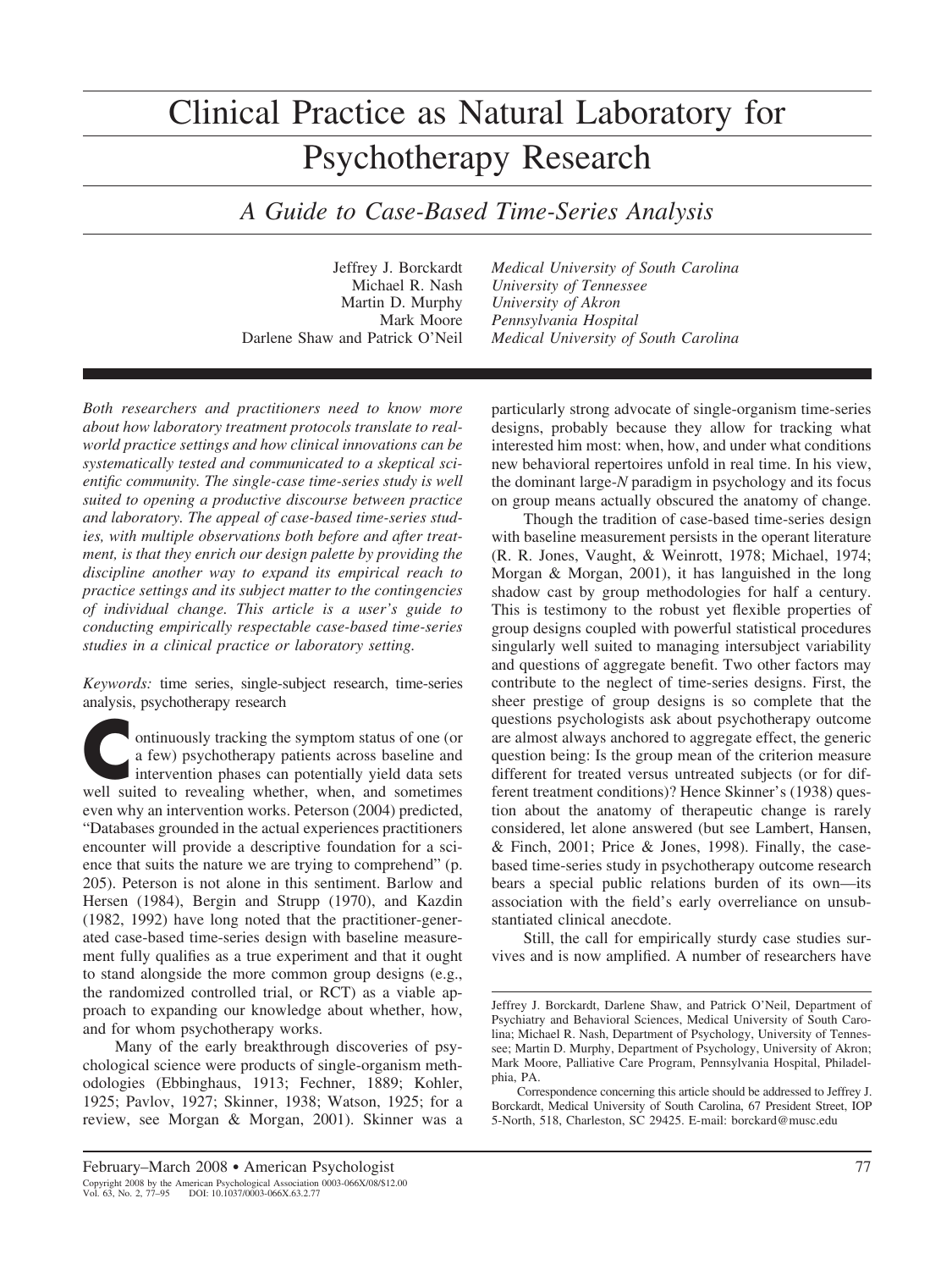# Clinical Practice as Natural Laboratory for Psychotherapy Research

## *A Guide to Case-Based Time-Series Analysis*

Jeffrey J. Borckardt — *Medical University of South Carolina*
Michael R. Nash — *University of Tennessee*
Martin D. Murphy — *University of Akron*
Mark Moore — *Pennsylvania Hospital*
Darlene Shaw and Patrick O'Neil — *Medical University of South Carolina*

*Both researchers and practitioners need to know more about how laboratory treatment protocols translate to real-world practice settings and how clinical innovations can be systematically tested and communicated to a skeptical scientific community. The single-case time-series study is well suited to opening a productive discourse between practice and laboratory. The appeal of case-based time-series studies, with multiple observations both before and after treatment, is that they enrich our design palette by providing the discipline another way to expand its empirical reach to practice settings and its subject matter to the contingencies of individual change. This article is a user's guide to conducting empirically respectable case-based time-series studies in a clinical practice or laboratory setting.*

*Keywords:* time series, single-subject research, time-series analysis, psychotherapy research

Continuously tracking the symptom status of one (or a few) psychotherapy patients across baseline and intervention phases can potentially yield data sets well suited to revealing whether, when, and sometimes even why an intervention works. Peterson (2004) predicted, "Databases grounded in the actual experiences practitioners encounter will provide a descriptive foundation for a science that suits the nature we are trying to comprehend" (p. 205). Peterson is not alone in this sentiment. Barlow and Hersen (1984), Bergin and Strupp (1970), and Kazdin (1982, 1992) have long noted that the practitioner-generated case-based time-series design with baseline measurement fully qualifies as a true experiment and that it ought to stand alongside the more common group designs (e.g., the randomized controlled trial, or RCT) as a viable approach to expanding our knowledge about whether, how, and for whom psychotherapy works.

Many of the early breakthrough discoveries of psychological science were products of single-organism methodologies (Ebbinghaus, 1913; Fechner, 1889; Kohler, 1925; Pavlov, 1927; Skinner, 1938; Watson, 1925; for a review, see Morgan & Morgan, 2001). Skinner was a particularly strong advocate of single-organism time-series designs, probably because they allow for tracking what interested him most: when, how, and under what conditions new behavioral repertoires unfold in real time. In his view, the dominant large-*N* paradigm in psychology and its focus on group means actually obscured the anatomy of change.

Though the tradition of case-based time-series design with baseline measurement persists in the operant literature (R. R. Jones, Vaught, & Weinrott, 1978; Michael, 1974; Morgan & Morgan, 2001), it has languished in the long shadow cast by group methodologies for half a century. This is testimony to the robust yet flexible properties of group designs coupled with powerful statistical procedures singularly well suited to managing intersubject variability and questions of aggregate benefit. Two other factors may contribute to the neglect of time-series designs. First, the sheer prestige of group designs is so complete that the questions psychologists ask about psychotherapy outcome are almost always anchored to aggregate effect, the generic question being: Is the group mean of the criterion measure different for treated versus untreated subjects (or for different treatment conditions)? Hence Skinner's (1938) question about the anatomy of therapeutic change is rarely considered, let alone answered (but see Lambert, Hansen, & Finch, 2001; Price & Jones, 1998). Finally, the case-based time-series study in psychotherapy outcome research bears a special public relations burden of its own—its association with the field's early overreliance on unsubstantiated clinical anecdote.

Still, the call for empirically sturdy case studies survives and is now amplified. A number of researchers have

---

Jeffrey J. Borckardt, Darlene Shaw, and Patrick O'Neil, Department of Psychiatry and Behavioral Sciences, Medical University of South Carolina; Michael R. Nash, Department of Psychology, University of Tennessee; Martin D. Murphy, Department of Psychology, University of Akron; Mark Moore, Palliative Care Program, Pennsylvania Hospital, Philadelphia, PA.

Correspondence concerning this article should be addressed to Jeffrey J. Borckardt, Medical University of South Carolina, 67 President Street, IOP 5-North, 518, Charleston, SC 29425. E-mail: borckard@musc.edu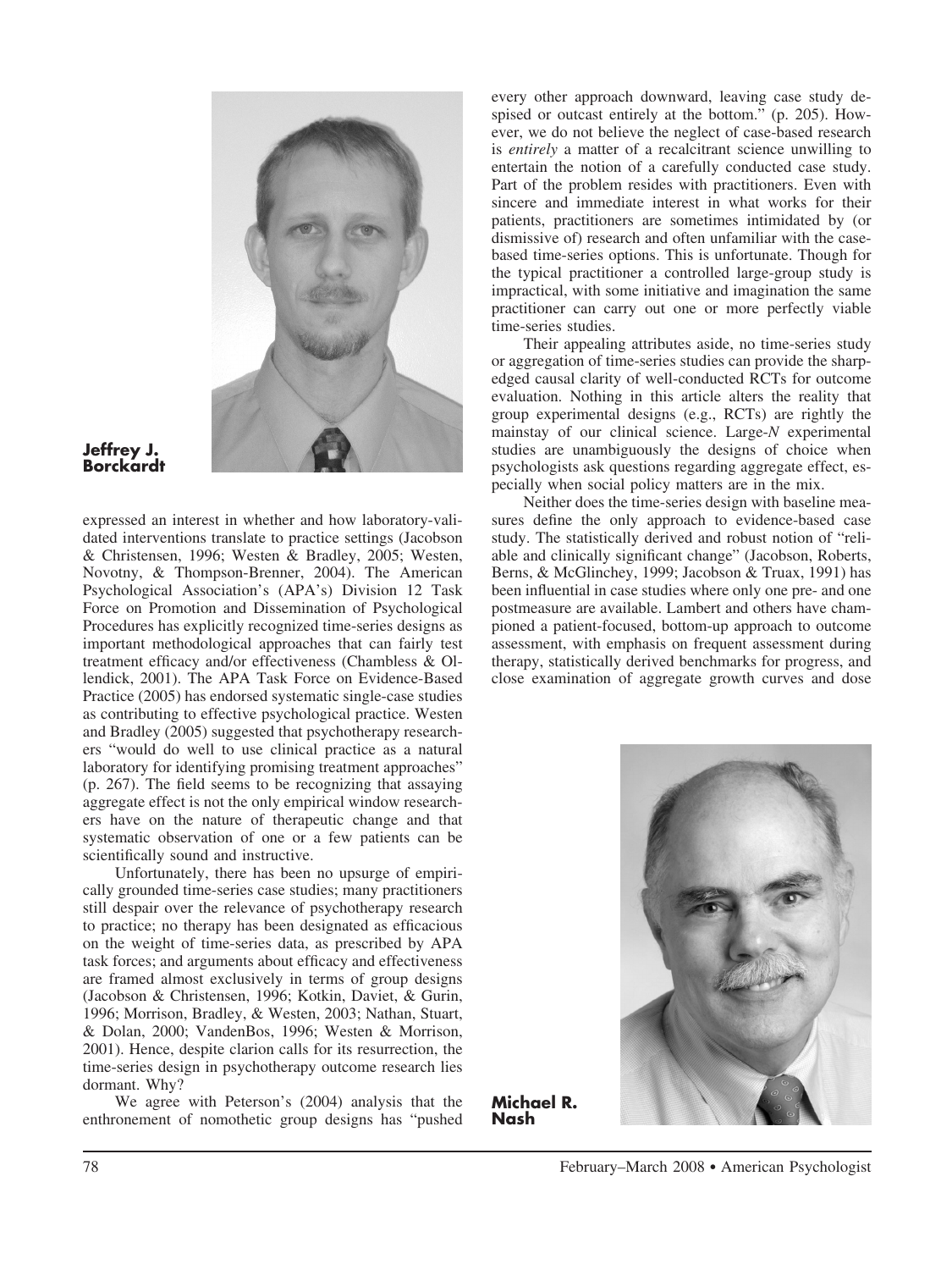**Jeffrey J. Borckardt**

expressed an interest in whether and how laboratory-validated interventions translate to practice settings (Jacobson & Christensen, 1996; Westen & Bradley, 2005; Westen, Novotny, & Thompson-Brenner, 2004). The American Psychological Association's (APA's) Division 12 Task Force on Promotion and Dissemination of Psychological Procedures has explicitly recognized time-series designs as important methodological approaches that can fairly test treatment efficacy and/or effectiveness (Chambless & Ollendick, 2001). The APA Task Force on Evidence-Based Practice (2005) has endorsed systematic single-case studies as contributing to effective psychological practice. Westen and Bradley (2005) suggested that psychotherapy researchers "would do well to use clinical practice as a natural laboratory for identifying promising treatment approaches" (p. 267). The field seems to be recognizing that assaying aggregate effect is not the only empirical window researchers have on the nature of therapeutic change and that systematic observation of one or a few patients can be scientifically sound and instructive.

Unfortunately, there has been no upsurge of empirically grounded time-series case studies; many practitioners still despair over the relevance of psychotherapy research to practice; no therapy has been designated as efficacious on the weight of time-series data, as prescribed by APA task forces; and arguments about efficacy and effectiveness are framed almost exclusively in terms of group designs (Jacobson & Christensen, 1996; Kotkin, Daviet, & Gurin, 1996; Morrison, Bradley, & Westen, 2003; Nathan, Stuart, & Dolan, 2000; VandenBos, 1996; Westen & Morrison, 2001). Hence, despite clarion calls for its resurrection, the time-series design in psychotherapy outcome research lies dormant. Why?

We agree with Peterson's (2004) analysis that the enthronement of nomothetic group designs has "pushed every other approach downward, leaving case study despised or outcast entirely at the bottom." (p. 205). However, we do not believe the neglect of case-based research is *entirely* a matter of a recalcitrant science unwilling to entertain the notion of a carefully conducted case study. Part of the problem resides with practitioners. Even with sincere and immediate interest in what works for their patients, practitioners are sometimes intimidated by (or dismissive of) research and often unfamiliar with the case-based time-series options. This is unfortunate. Though for the typical practitioner a controlled large-group study is impractical, with some initiative and imagination the same practitioner can carry out one or more perfectly viable time-series studies.

Their appealing attributes aside, no time-series study or aggregation of time-series studies can provide the sharp-edged causal clarity of well-conducted RCTs for outcome evaluation. Nothing in this article alters the reality that group experimental designs (e.g., RCTs) are rightly the mainstay of our clinical science. Large-*N* experimental studies are unambiguously the designs of choice when psychologists ask questions regarding aggregate effect, especially when social policy matters are in the mix.

Neither does the time-series design with baseline measures define the only approach to evidence-based case study. The statistically derived and robust notion of "reliable and clinically significant change" (Jacobson, Roberts, Berns, & McGlinchey, 1999; Jacobson & Truax, 1991) has been influential in case studies where only one pre- and one postmeasure are available. Lambert and others have championed a patient-focused, bottom-up approach to outcome assessment, with emphasis on frequent assessment during therapy, statistically derived benchmarks for progress, and close examination of aggregate growth curves and dose

**Michael R. Nash**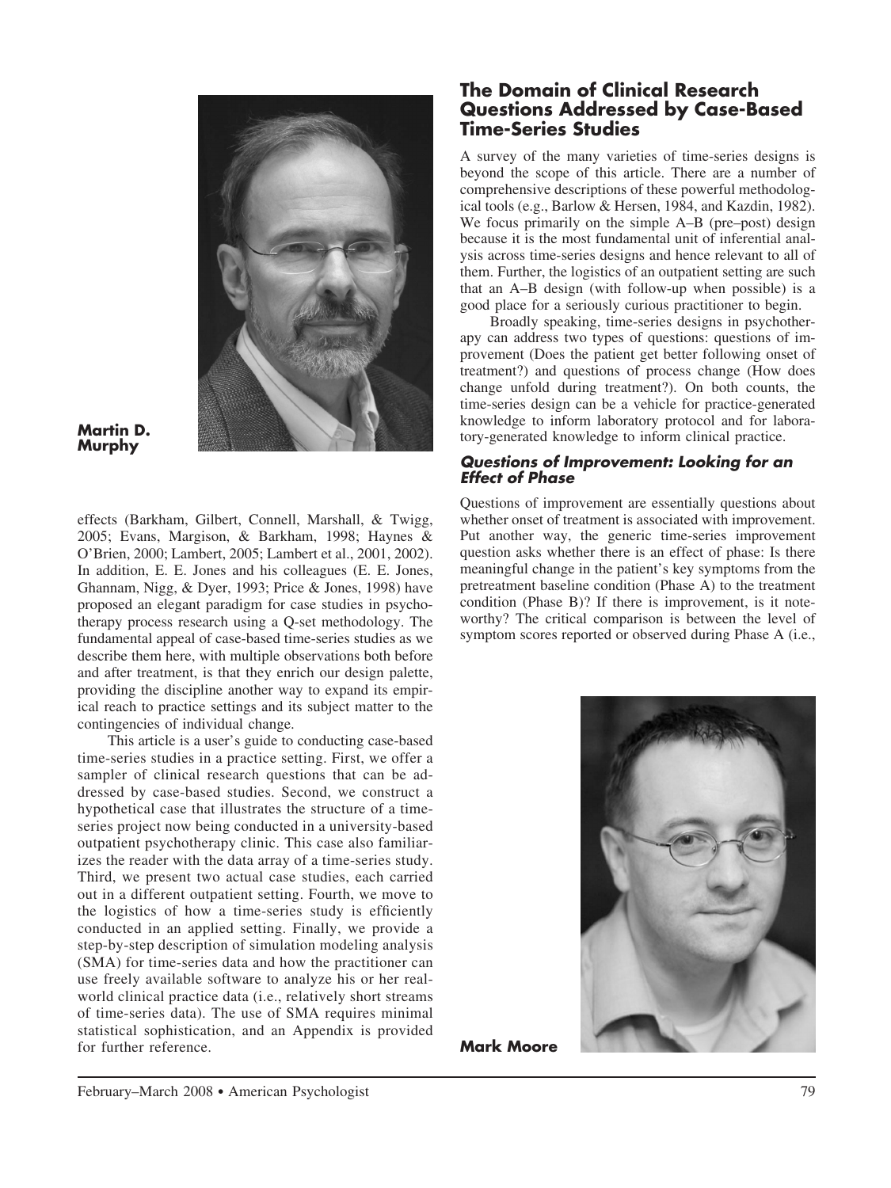**Martin D. Murphy**

effects (Barkham, Gilbert, Connell, Marshall, & Twigg, 2005; Evans, Margison, & Barkham, 1998; Haynes & O'Brien, 2000; Lambert, 2005; Lambert et al., 2001, 2002). In addition, E. E. Jones and his colleagues (E. E. Jones, Ghannam, Nigg, & Dyer, 1993; Price & Jones, 1998) have proposed an elegant paradigm for case studies in psychotherapy process research using a Q-set methodology. The fundamental appeal of case-based time-series studies as we describe them here, with multiple observations both before and after treatment, is that they enrich our design palette, providing the discipline another way to expand its empirical reach to practice settings and its subject matter to the contingencies of individual change.

This article is a user's guide to conducting case-based time-series studies in a practice setting. First, we offer a sampler of clinical research questions that can be addressed by case-based studies. Second, we construct a hypothetical case that illustrates the structure of a time-series project now being conducted in a university-based outpatient psychotherapy clinic. This case also familiarizes the reader with the data array of a time-series study. Third, we present two actual case studies, each carried out in a different outpatient setting. Fourth, we move to the logistics of how a time-series study is efficiently conducted in an applied setting. Finally, we provide a step-by-step description of simulation modeling analysis (SMA) for time-series data and how the practitioner can use freely available software to analyze his or her real-world clinical practice data (i.e., relatively short streams of time-series data). The use of SMA requires minimal statistical sophistication, and an Appendix is provided for further reference.

## The Domain of Clinical Research Questions Addressed by Case-Based Time-Series Studies

A survey of the many varieties of time-series designs is beyond the scope of this article. There are a number of comprehensive descriptions of these powerful methodological tools (e.g., Barlow & Hersen, 1984, and Kazdin, 1982). We focus primarily on the simple A–B (pre–post) design because it is the most fundamental unit of inferential analysis across time-series designs and hence relevant to all of them. Further, the logistics of an outpatient setting are such that an A–B design (with follow-up when possible) is a good place for a seriously curious practitioner to begin.

Broadly speaking, time-series designs in psychotherapy can address two types of questions: questions of improvement (Does the patient get better following onset of treatment?) and questions of process change (How does change unfold during treatment?). On both counts, the time-series design can be a vehicle for practice-generated knowledge to inform laboratory protocol and for laboratory-generated knowledge to inform clinical practice.

### *Questions of Improvement: Looking for an Effect of Phase*

Questions of improvement are essentially questions about whether onset of treatment is associated with improvement. Put another way, the generic time-series improvement question asks whether there is an effect of phase: Is there meaningful change in the patient's key symptoms from the pretreatment baseline condition (Phase A) to the treatment condition (Phase B)? If there is improvement, is it noteworthy? The critical comparison is between the level of symptom scores reported or observed during Phase A (i.e.,

**Mark Moore**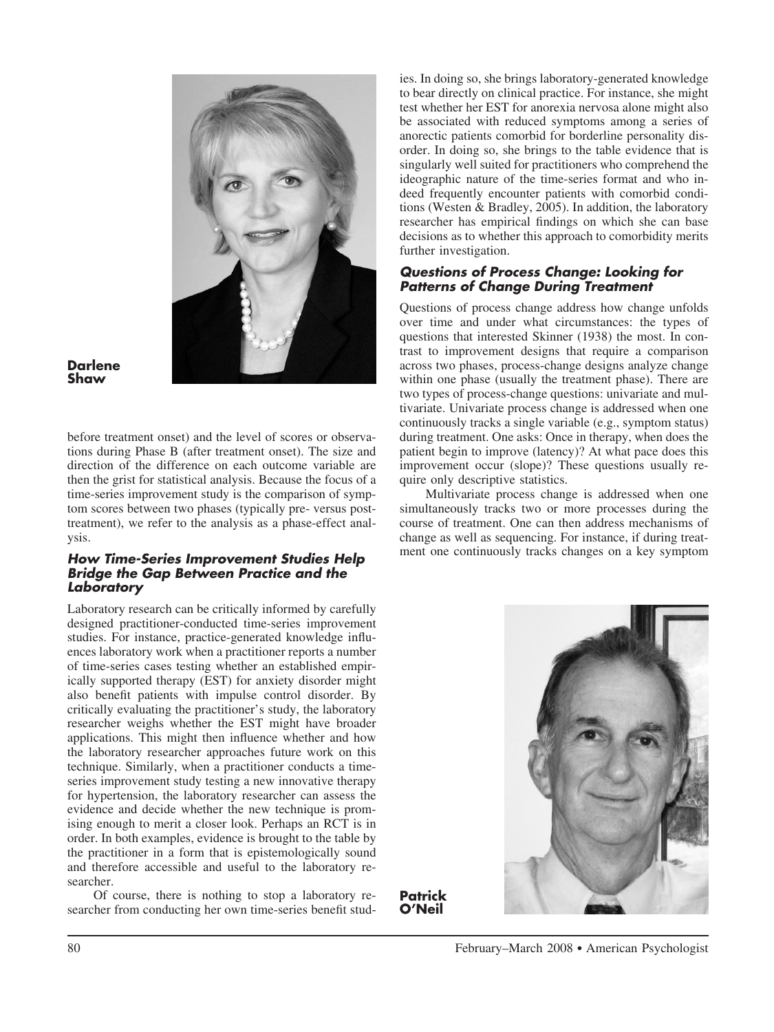**Darlene Shaw**

before treatment onset) and the level of scores or observations during Phase B (after treatment onset). The size and direction of the difference on each outcome variable are then the grist for statistical analysis. Because the focus of a time-series improvement study is the comparison of symptom scores between two phases (typically pre- versus post-treatment), we refer to the analysis as a phase-effect analysis.

### *How Time-Series Improvement Studies Help Bridge the Gap Between Practice and the Laboratory*

Laboratory research can be critically informed by carefully designed practitioner-conducted time-series improvement studies. For instance, practice-generated knowledge influences laboratory work when a practitioner reports a number of time-series cases testing whether an established empirically supported therapy (EST) for anxiety disorder might also benefit patients with impulse control disorder. By critically evaluating the practitioner's study, the laboratory researcher weighs whether the EST might have broader applications. This might then influence whether and how the laboratory researcher approaches future work on this technique. Similarly, when a practitioner conducts a time-series improvement study testing a new innovative therapy for hypertension, the laboratory researcher can assess the evidence and decide whether the new technique is promising enough to merit a closer look. Perhaps an RCT is in order. In both examples, evidence is brought to the table by the practitioner in a form that is epistemologically sound and therefore accessible and useful to the laboratory researcher.

Of course, there is nothing to stop a laboratory researcher from conducting her own time-series benefit studies. In doing so, she brings laboratory-generated knowledge to bear directly on clinical practice. For instance, she might test whether her EST for anorexia nervosa alone might also be associated with reduced symptoms among a series of anorectic patients comorbid for borderline personality disorder. In doing so, she brings to the table evidence that is singularly well suited for practitioners who comprehend the ideographic nature of the time-series format and who indeed frequently encounter patients with comorbid conditions (Westen & Bradley, 2005). In addition, the laboratory researcher has empirical findings on which she can base decisions as to whether this approach to comorbidity merits further investigation.

### *Questions of Process Change: Looking for Patterns of Change During Treatment*

Questions of process change address how change unfolds over time and under what circumstances: the types of questions that interested Skinner (1938) the most. In contrast to improvement designs that require a comparison across two phases, process-change designs analyze change within one phase (usually the treatment phase). There are two types of process-change questions: univariate and multivariate. Univariate process change is addressed when one continuously tracks a single variable (e.g., symptom status) during treatment. One asks: Once in therapy, when does the patient begin to improve (latency)? At what pace does this improvement occur (slope)? These questions usually require only descriptive statistics.

Multivariate process change is addressed when one simultaneously tracks two or more processes during the course of treatment. One can then address mechanisms of change as well as sequencing. For instance, if during treatment one continuously tracks changes on a key symptom

**Patrick O'Neil**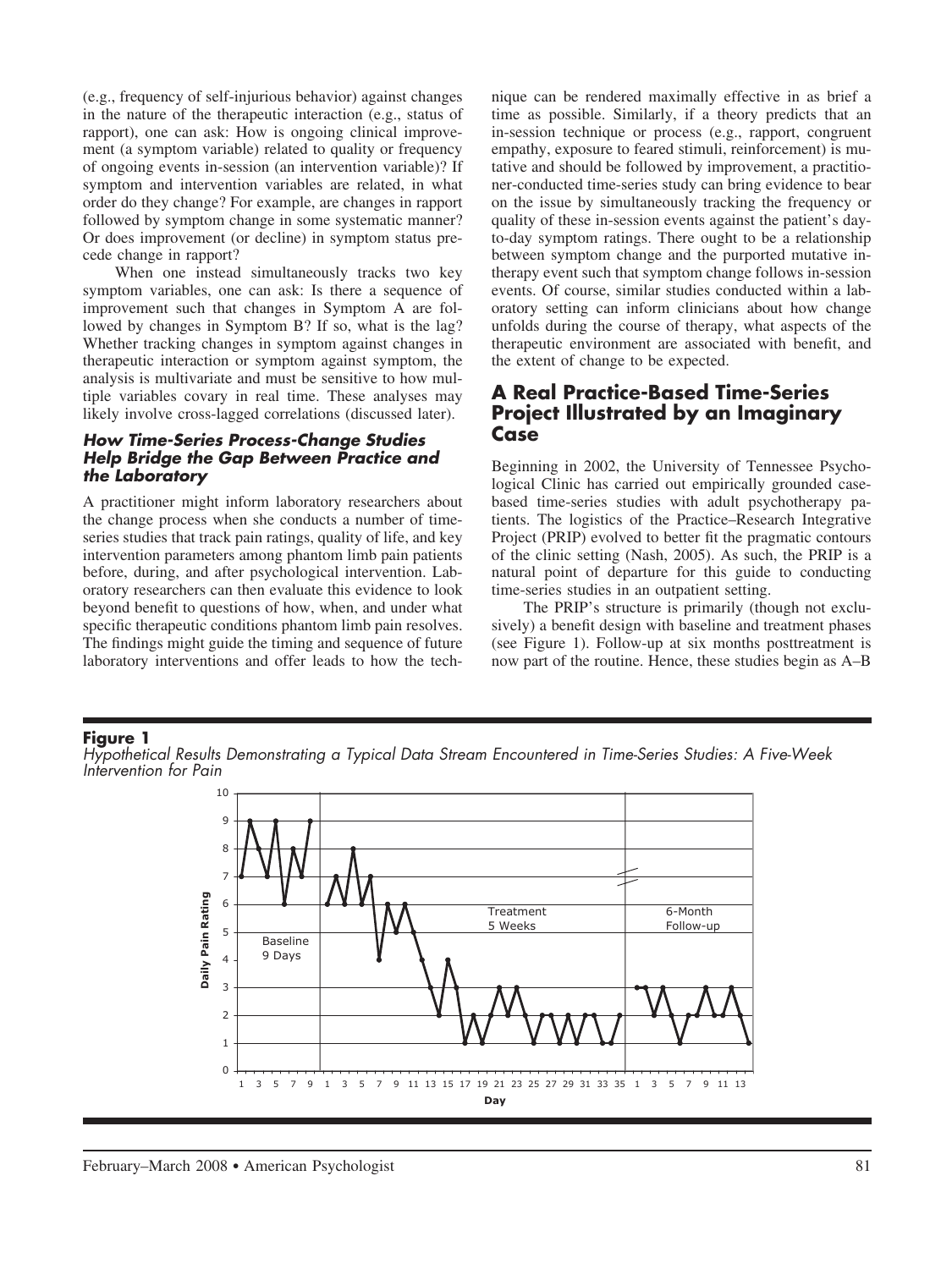(e.g., frequency of self-injurious behavior) against changes in the nature of the therapeutic interaction (e.g., status of rapport), one can ask: How is ongoing clinical improvement (a symptom variable) related to quality or frequency of ongoing events in-session (an intervention variable)? If symptom and intervention variables are related, in what order do they change? For example, are changes in rapport followed by symptom change in some systematic manner? Or does improvement (or decline) in symptom status precede change in rapport?

When one instead simultaneously tracks two key symptom variables, one can ask: Is there a sequence of improvement such that changes in Symptom A are followed by changes in Symptom B? If so, what is the lag? Whether tracking changes in symptom against changes in therapeutic interaction or symptom against symptom, the analysis is multivariate and must be sensitive to how multiple variables covary in real time. These analyses may likely involve cross-lagged correlations (discussed later).

### How Time-Series Process-Change Studies Help Bridge the Gap Between Practice and the Laboratory

A practitioner might inform laboratory researchers about the change process when she conducts a number of time-series studies that track pain ratings, quality of life, and key intervention parameters among phantom limb pain patients before, during, and after psychological intervention. Laboratory researchers can then evaluate this evidence to look beyond benefit to questions of how, when, and under what specific therapeutic conditions phantom limb pain resolves. The findings might guide the timing and sequence of future laboratory interventions and offer leads to how the technique can be rendered maximally effective in as brief a time as possible. Similarly, if a theory predicts that an in-session technique or process (e.g., rapport, congruent empathy, exposure to feared stimuli, reinforcement) is mutative and should be followed by improvement, a practitioner-conducted time-series study can bring evidence to bear on the issue by simultaneously tracking the frequency or quality of these in-session events against the patient's day-to-day symptom ratings. There ought to be a relationship between symptom change and the purported mutative in-therapy event such that symptom change follows in-session events. Of course, similar studies conducted within a laboratory setting can inform clinicians about how change unfolds during the course of therapy, what aspects of the therapeutic environment are associated with benefit, and the extent of change to be expected.

## A Real Practice-Based Time-Series Project Illustrated by an Imaginary Case

Beginning in 2002, the University of Tennessee Psychological Clinic has carried out empirically grounded case-based time-series studies with adult psychotherapy patients. The logistics of the Practice–Research Integrative Project (PRIP) evolved to better fit the pragmatic contours of the clinic setting (Nash, 2005). As such, the PRIP is a natural point of departure for this guide to conducting time-series studies in an outpatient setting.

The PRIP's structure is primarily (though not exclusively) a benefit design with baseline and treatment phases (see Figure 1). Follow-up at six months posttreatment is now part of the routine. Hence, these studies begin as A–B

**Figure 1**
*Hypothetical Results Demonstrating a Typical Data Stream Encountered in Time-Series Studies: A Five-Week Intervention for Pain*

Daily Pain Rating
0 1 2 3 4 5 6 7 8 9 10
Baseline
9 Days
Treatment
5 Weeks
6-Month
Follow-up
1 3 5 7 9 1 3 5 7 9 11 13 15 17 19 21 23 25 27 29 31 33 35 1 3 5 7 9 11 13
Day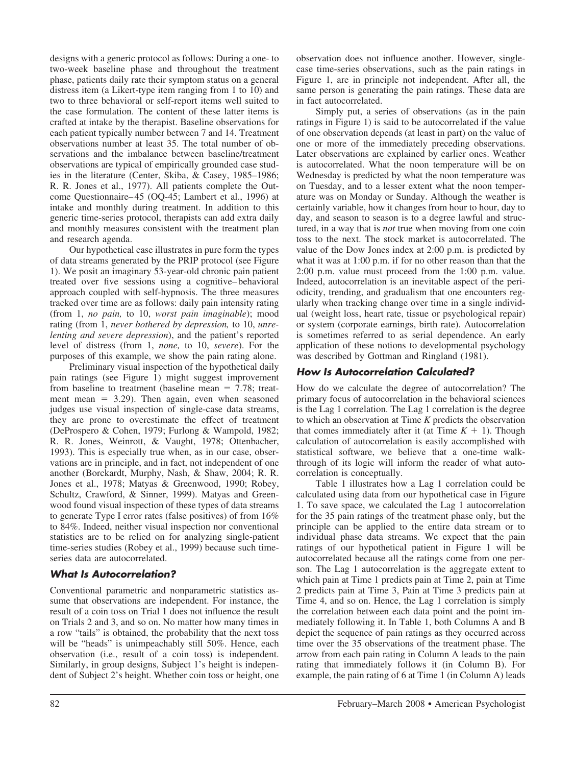designs with a generic protocol as follows: During a one- to two-week baseline phase and throughout the treatment phase, patients daily rate their symptom status on a general distress item (a Likert-type item ranging from 1 to 10) and two to three behavioral or self-report items well suited to the case formulation. The content of these latter items is crafted at intake by the therapist. Baseline observations for each patient typically number between 7 and 14. Treatment observations number at least 35. The total number of observations and the imbalance between baseline/treatment observations are typical of empirically grounded case studies in the literature (Center, Skiba, & Casey, 1985–1986; R. R. Jones et al., 1977). All patients complete the Outcome Questionnaire–45 (OQ-45; Lambert et al., 1996) at intake and monthly during treatment. In addition to this generic time-series protocol, therapists can add extra daily and monthly measures consistent with the treatment plan and research agenda.

Our hypothetical case illustrates in pure form the types of data streams generated by the PRIP protocol (see Figure 1). We posit an imaginary 53-year-old chronic pain patient treated over five sessions using a cognitive–behavioral approach coupled with self-hypnosis. The three measures tracked over time are as follows: daily pain intensity rating (from 1, *no pain,* to 10, *worst pain imaginable*); mood rating (from 1, *never bothered by depression,* to 10, *unrelenting and severe depression*), and the patient's reported level of distress (from 1, *none,* to 10, *severe*). For the purposes of this example, we show the pain rating alone.

Preliminary visual inspection of the hypothetical daily pain ratings (see Figure 1) might suggest improvement from baseline to treatment (baseline mean = 7.78; treatment mean = 3.29). Then again, even when seasoned judges use visual inspection of single-case data streams, they are prone to overestimate the effect of treatment (DeProspero & Cohen, 1979; Furlong & Wampold, 1982; R. R. Jones, Weinrott, & Vaught, 1978; Ottenbacher, 1993). This is especially true when, as in our case, observations are in principle, and in fact, not independent of one another (Borckardt, Murphy, Nash, & Shaw, 2004; R. R. Jones et al., 1978; Matyas & Greenwood, 1990; Robey, Schultz, Crawford, & Sinner, 1999). Matyas and Greenwood found visual inspection of these types of data streams to generate Type I error rates (false positives) of from 16% to 84%. Indeed, neither visual inspection nor conventional statistics are to be relied on for analyzing single-patient time-series studies (Robey et al., 1999) because such time-series data are autocorrelated.

## What Is Autocorrelation?

Conventional parametric and nonparametric statistics assume that observations are independent. For instance, the result of a coin toss on Trial 1 does not influence the result on Trials 2 and 3, and so on. No matter how many times in a row "tails" is obtained, the probability that the next toss will be "heads" is unimpeachably still 50%. Hence, each observation (i.e., result of a coin toss) is independent. Similarly, in group designs, Subject 1's height is independent of Subject 2's height. Whether coin toss or height, one observation does not influence another. However, single-case time-series observations, such as the pain ratings in Figure 1, are in principle not independent. After all, the same person is generating the pain ratings. These data are in fact autocorrelated.

Simply put, a series of observations (as in the pain ratings in Figure 1) is said to be autocorrelated if the value of one observation depends (at least in part) on the value of one or more of the immediately preceding observations. Later observations are explained by earlier ones. Weather is autocorrelated. What the noon temperature will be on Wednesday is predicted by what the noon temperature was on Tuesday, and to a lesser extent what the noon temperature was on Monday or Sunday. Although the weather is certainly variable, how it changes from hour to hour, day to day, and season to season is to a degree lawful and structured, in a way that is *not* true when moving from one coin toss to the next. The stock market is autocorrelated. The value of the Dow Jones index at 2:00 p.m. is predicted by what it was at 1:00 p.m. if for no other reason than that the 2:00 p.m. value must proceed from the 1:00 p.m. value. Indeed, autocorrelation is an inevitable aspect of the periodicity, trending, and gradualism that one encounters regularly when tracking change over time in a single individual (weight loss, heart rate, tissue or psychological repair) or system (corporate earnings, birth rate). Autocorrelation is sometimes referred to as serial dependence. An early application of these notions to developmental psychology was described by Gottman and Ringland (1981).

## How Is Autocorrelation Calculated?

How do we calculate the degree of autocorrelation? The primary focus of autocorrelation in the behavioral sciences is the Lag 1 correlation. The Lag 1 correlation is the degree to which an observation at Time $K$ predicts the observation that comes immediately after it (at Time $K + 1$). Though calculation of autocorrelation is easily accomplished with statistical software, we believe that a one-time walk-through of its logic will inform the reader of what autocorrelation is conceptually.

Table 1 illustrates how a Lag 1 correlation could be calculated using data from our hypothetical case in Figure 1. To save space, we calculated the Lag 1 autocorrelation for the 35 pain ratings of the treatment phase only, but the principle can be applied to the entire data stream or to individual phase data streams. We expect that the pain ratings of our hypothetical patient in Figure 1 will be autocorrelated because all the ratings come from one person. The Lag 1 autocorrelation is the aggregate extent to which pain at Time 1 predicts pain at Time 2, pain at Time 2 predicts pain at Time 3, Pain at Time 3 predicts pain at Time 4, and so on. Hence, the Lag 1 correlation is simply the correlation between each data point and the point immediately following it. In Table 1, both Columns A and B depict the sequence of pain ratings as they occurred across time over the 35 observations of the treatment phase. The arrow from each pain rating in Column A leads to the pain rating that immediately follows it (in Column B). For example, the pain rating of 6 at Time 1 (in Column A) leads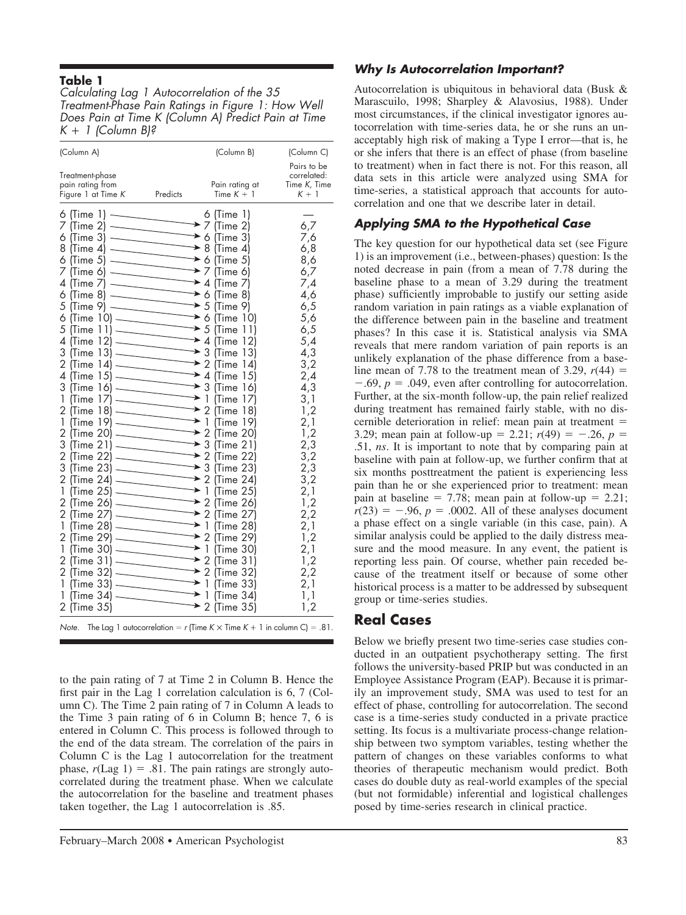**Table 1**
*Calculating Lag 1 Autocorrelation of the 35 Treatment-Phase Pain Ratings in Figure 1: How Well Does Pain at Time K (Column A) Predict Pain at Time K + 1 (Column B)?*

| (Column A) Treatment-phase pain rating from Figure 1 at Time *K* | Predicts | (Column B) Pain rating at Time *K* + 1 | (Column C) Pairs to be correlated: Time *K*, Time *K* + 1 |
|---|---|---|---|
| 6 (Time 1) | → | 6 (Time 1) | — |
| 7 (Time 2) | → | 7 (Time 2) | 6,7 |
| 6 (Time 3) | → | 6 (Time 3) | 7,6 |
| 8 (Time 4) | → | 8 (Time 4) | 6,8 |
| 6 (Time 5) | → | 6 (Time 5) | 8,6 |
| 7 (Time 6) | → | 7 (Time 6) | 6,7 |
| 4 (Time 7) | → | 4 (Time 7) | 7,4 |
| 6 (Time 8) | → | 6 (Time 8) | 4,6 |
| 5 (Time 9) | → | 5 (Time 9) | 6,5 |
| 6 (Time 10) | → | 6 (Time 10) | 5,6 |
| 5 (Time 11) | → | 5 (Time 11) | 6,5 |
| 4 (Time 12) | → | 4 (Time 12) | 5,4 |
| 3 (Time 13) | → | 3 (Time 13) | 4,3 |
| 2 (Time 14) | → | 2 (Time 14) | 3,2 |
| 4 (Time 15) | → | 4 (Time 15) | 2,4 |
| 3 (Time 16) | → | 3 (Time 16) | 4,3 |
| 1 (Time 17) | → | 1 (Time 17) | 3,1 |
| 2 (Time 18) | → | 2 (Time 18) | 1,2 |
| 1 (Time 19) | → | 1 (Time 19) | 2,1 |
| 2 (Time 20) | → | 2 (Time 20) | 1,2 |
| 3 (Time 21) | → | 3 (Time 21) | 2,3 |
| 2 (Time 22) | → | 2 (Time 22) | 3,2 |
| 3 (Time 23) | → | 3 (Time 23) | 2,3 |
| 2 (Time 24) | → | 2 (Time 24) | 3,2 |
| 1 (Time 25) | → | 1 (Time 25) | 2,1 |
| 2 (Time 26) | → | 2 (Time 26) | 1,2 |
| 2 (Time 27) | → | 2 (Time 27) | 2,2 |
| 1 (Time 28) | → | 1 (Time 28) | 2,1 |
| 2 (Time 29) | → | 2 (Time 29) | 1,2 |
| 1 (Time 30) | → | 1 (Time 30) | 2,1 |
| 2 (Time 31) | → | 2 (Time 31) | 1,2 |
| 2 (Time 32) | → | 2 (Time 32) | 2,2 |
| 1 (Time 33) | → | 1 (Time 33) | 2,1 |
| 1 (Time 34) | → | 1 (Time 34) | 1,1 |
| 2 (Time 35) | → | 2 (Time 35) | 1,2 |

*Note.* The Lag 1 autocorrelation = $r$ (Time $K$ × Time $K + 1$ in column C) = .81.

to the pain rating of 7 at Time 2 in Column B. Hence the first pair in the Lag 1 correlation calculation is 6, 7 (Column C). The Time 2 pain rating of 7 in Column A leads to the Time 3 pain rating of 6 in Column B; hence 7, 6 is entered in Column C. This process is followed through to the end of the data stream. The correlation of the pairs in Column C is the Lag 1 autocorrelation for the treatment phase, $r(\text{Lag } 1) = .81$. The pain ratings are strongly autocorrelated during the treatment phase. When we calculate the autocorrelation for the baseline and treatment phases taken together, the Lag 1 autocorrelation is .85.

### *Why Is Autocorrelation Important?*

Autocorrelation is ubiquitous in behavioral data (Busk & Marascuilo, 1998; Sharpley & Alavosius, 1988). Under most circumstances, if the clinical investigator ignores autocorrelation with time-series data, he or she runs an unacceptably high risk of making a Type I error—that is, he or she infers that there is an effect of phase (from baseline to treatment) when in fact there is not. For this reason, all data sets in this article were analyzed using SMA for time-series, a statistical approach that accounts for autocorrelation and one that we describe later in detail.

### *Applying SMA to the Hypothetical Case*

The key question for our hypothetical data set (see Figure 1) is an improvement (i.e., between-phases) question: Is the noted decrease in pain (from a mean of 7.78 during the baseline phase to a mean of 3.29 during the treatment phase) sufficiently improbable to justify our setting aside random variation in pain ratings as a viable explanation of the difference between pain in the baseline and treatment phases? In this case it is. Statistical analysis via SMA reveals that mere random variation of pain reports is an unlikely explanation of the phase difference from a baseline mean of 7.78 to the treatment mean of 3.29, $r(44) = -.69$, $p = .049$, even after controlling for autocorrelation. Further, at the six-month follow-up, the pain relief realized during treatment has remained fairly stable, with no discernible deterioration in relief: mean pain at treatment = 3.29; mean pain at follow-up = 2.21; $r(49) = -.26$, $p = .51$, *ns*. It is important to note that by comparing pain at baseline with pain at follow-up, we further confirm that at six months posttreatment the patient is experiencing less pain than he or she experienced prior to treatment: mean pain at baseline = 7.78; mean pain at follow-up = 2.21; $r(23) = -.96$, $p = .0002$. All of these analyses document a phase effect on a single variable (in this case, pain). A similar analysis could be applied to the daily distress measure and the mood measure. In any event, the patient is reporting less pain. Of course, whether pain receded because of the treatment itself or because of some other historical process is a matter to be addressed by subsequent group or time-series studies.

## Real Cases

Below we briefly present two time-series case studies conducted in an outpatient psychotherapy setting. The first follows the university-based PRIP but was conducted in an Employee Assistance Program (EAP). Because it is primarily an improvement study, SMA was used to test for an effect of phase, controlling for autocorrelation. The second case is a time-series study conducted in a private practice setting. Its focus is a multivariate process-change relationship between two symptom variables, testing whether the pattern of changes on these variables conforms to what theories of therapeutic mechanism would predict. Both cases do double duty as real-world examples of the special (but not formidable) inferential and logistical challenges posed by time-series research in clinical practice.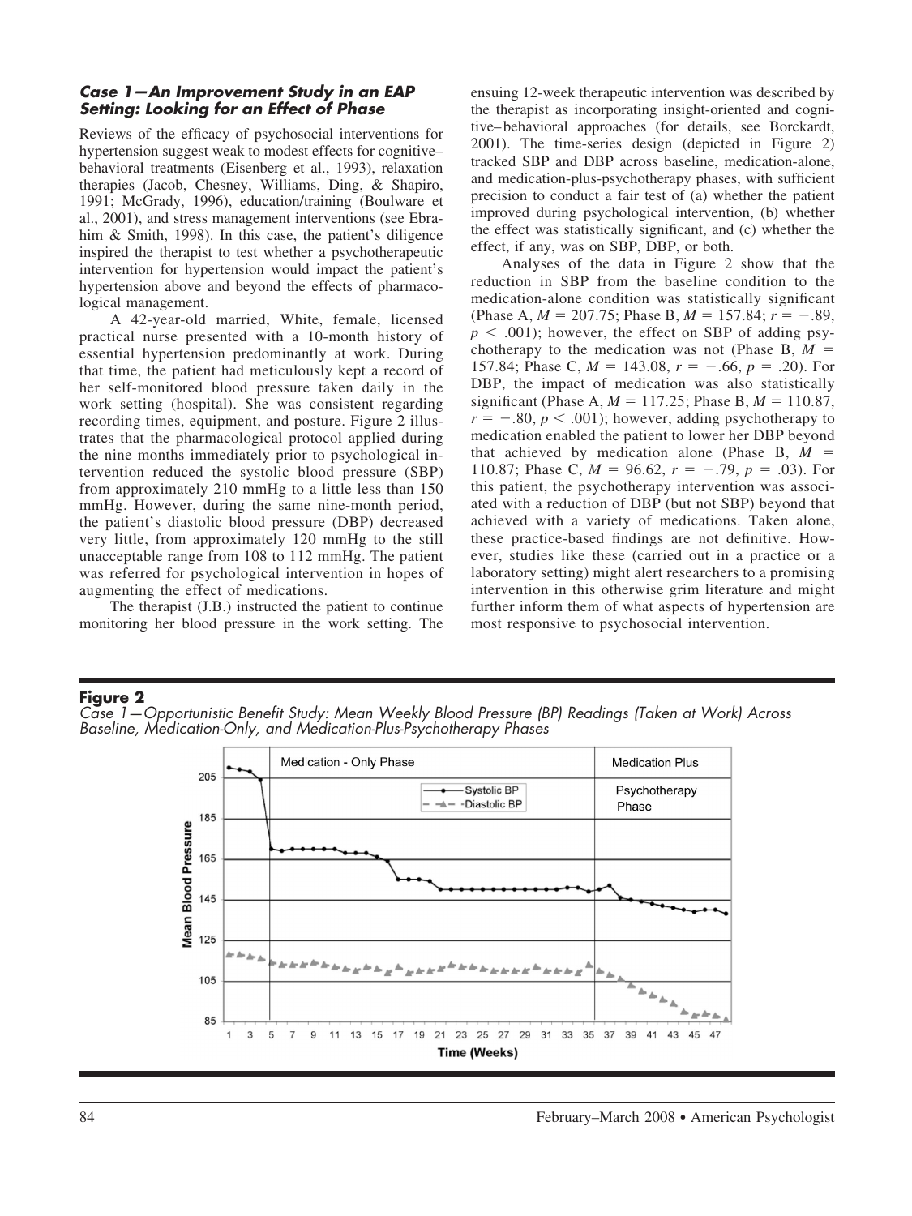### *Case 1—An Improvement Study in an EAP Setting: Looking for an Effect of Phase*

Reviews of the efficacy of psychosocial interventions for hypertension suggest weak to modest effects for cognitive–behavioral treatments (Eisenberg et al., 1993), relaxation therapies (Jacob, Chesney, Williams, Ding, & Shapiro, 1991; McGrady, 1996), education/training (Boulware et al., 2001), and stress management interventions (see Ebrahim & Smith, 1998). In this case, the patient's diligence inspired the therapist to test whether a psychotherapeutic intervention for hypertension would impact the patient's hypertension above and beyond the effects of pharmacological management.

A 42-year-old married, White, female, licensed practical nurse presented with a 10-month history of essential hypertension predominantly at work. During that time, the patient had meticulously kept a record of her self-monitored blood pressure taken daily in the work setting (hospital). She was consistent regarding recording times, equipment, and posture. Figure 2 illustrates that the pharmacological protocol applied during the nine months immediately prior to psychological intervention reduced the systolic blood pressure (SBP) from approximately 210 mmHg to a little less than 150 mmHg. However, during the same nine-month period, the patient's diastolic blood pressure (DBP) decreased very little, from approximately 120 mmHg to the still unacceptable range from 108 to 112 mmHg. The patient was referred for psychological intervention in hopes of augmenting the effect of medications.

The therapist (J.B.) instructed the patient to continue monitoring her blood pressure in the work setting. The ensuing 12-week therapeutic intervention was described by the therapist as incorporating insight-oriented and cognitive–behavioral approaches (for details, see Borckardt, 2001). The time-series design (depicted in Figure 2) tracked SBP and DBP across baseline, medication-alone, and medication-plus-psychotherapy phases, with sufficient precision to conduct a fair test of (a) whether the patient improved during psychological intervention, (b) whether the effect was statistically significant, and (c) whether the effect, if any, was on SBP, DBP, or both.

Analyses of the data in Figure 2 show that the reduction in SBP from the baseline condition to the medication-alone condition was statistically significant (Phase A, $M = 207.75$; Phase B, $M = 157.84$; $r = -.89$, $p < .001$); however, the effect on SBP of adding psychotherapy to the medication was not (Phase B, $M = 157.84$; Phase C, $M = 143.08$, $r = -.66$, $p = .20$). For DBP, the impact of medication was also statistically significant (Phase A, $M = 117.25$; Phase B, $M = 110.87$, $r = -.80$, $p < .001$); however, adding psychotherapy to medication enabled the patient to lower her DBP beyond that achieved by medication alone (Phase B, $M = 110.87$; Phase C, $M = 96.62$, $r = -.79$, $p = .03$). For this patient, the psychotherapy intervention was associated with a reduction of DBP (but not SBP) beyond that achieved with a variety of medications. Taken alone, these practice-based findings are not definitive. However, studies like these (carried out in a practice or a laboratory setting) might alert researchers to a promising intervention in this otherwise grim literature and might further inform them of what aspects of hypertension are most responsive to psychosocial intervention.

**Figure 2**

*Case 1—Opportunistic Benefit Study: Mean Weekly Blood Pressure (BP) Readings (Taken at Work) Across Baseline, Medication-Only, and Medication-Plus-Psychotherapy Phases*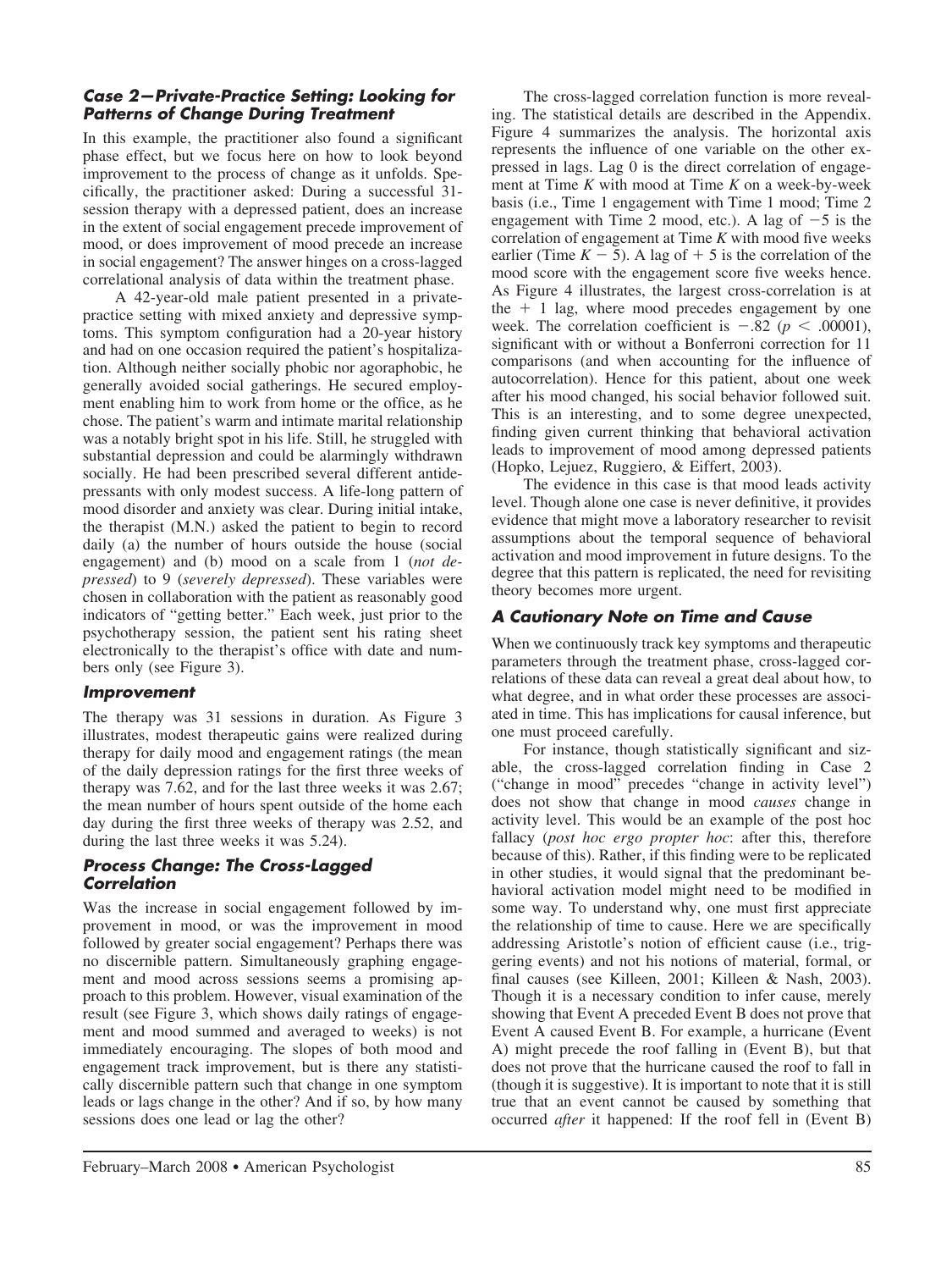### Case 2—Private-Practice Setting: Looking for Patterns of Change During Treatment

In this example, the practitioner also found a significant phase effect, but we focus here on how to look beyond improvement to the process of change as it unfolds. Specifically, the practitioner asked: During a successful 31-session therapy with a depressed patient, does an increase in the extent of social engagement precede improvement of mood, or does improvement of mood precede an increase in social engagement? The answer hinges on a cross-lagged correlational analysis of data within the treatment phase.

A 42-year-old male patient presented in a private-practice setting with mixed anxiety and depressive symptoms. This symptom configuration had a 20-year history and had on one occasion required the patient's hospitalization. Although neither socially phobic nor agoraphobic, he generally avoided social gatherings. He secured employment enabling him to work from home or the office, as he chose. The patient's warm and intimate marital relationship was a notably bright spot in his life. Still, he struggled with substantial depression and could be alarmingly withdrawn socially. He had been prescribed several different antidepressants with only modest success. A life-long pattern of mood disorder and anxiety was clear. During initial intake, the therapist (M.N.) asked the patient to begin to record daily (a) the number of hours outside the house (social engagement) and (b) mood on a scale from 1 (*not depressed*) to 9 (*severely depressed*). These variables were chosen in collaboration with the patient as reasonably good indicators of "getting better." Each week, just prior to the psychotherapy session, the patient sent his rating sheet electronically to the therapist's office with date and numbers only (see Figure 3).

#### Improvement

The therapy was 31 sessions in duration. As Figure 3 illustrates, modest therapeutic gains were realized during therapy for daily mood and engagement ratings (the mean of the daily depression ratings for the first three weeks of therapy was 7.62, and for the last three weeks it was 2.67; the mean number of hours spent outside of the home each day during the first three weeks of therapy was 2.52, and during the last three weeks it was 5.24).

#### Process Change: The Cross-Lagged Correlation

Was the increase in social engagement followed by improvement in mood, or was the improvement in mood followed by greater social engagement? Perhaps there was no discernible pattern. Simultaneously graphing engagement and mood across sessions seems a promising approach to this problem. However, visual examination of the result (see Figure 3, which shows daily ratings of engagement and mood summed and averaged to weeks) is not immediately encouraging. The slopes of both mood and engagement track improvement, but is there any statistically discernible pattern such that change in one symptom leads or lags change in the other? And if so, by how many sessions does one lead or lag the other?

The cross-lagged correlation function is more revealing. The statistical details are described in the Appendix. Figure 4 summarizes the analysis. The horizontal axis represents the influence of one variable on the other expressed in lags. Lag 0 is the direct correlation of engagement at Time $K$ with mood at Time $K$ on a week-by-week basis (i.e., Time 1 engagement with Time 1 mood; Time 2 engagement with Time 2 mood, etc.). A lag of $-5$ is the correlation of engagement at Time $K$ with mood five weeks earlier (Time $K - 5$). A lag of $+5$ is the correlation of the mood score with the engagement score five weeks hence. As Figure 4 illustrates, the largest cross-correlation is at the $+1$ lag, where mood precedes engagement by one week. The correlation coefficient is $-.82$ ($p < .00001$), significant with or without a Bonferroni correction for 11 comparisons (and when accounting for the influence of autocorrelation). Hence for this patient, about one week after his mood changed, his social behavior followed suit. This is an interesting, and to some degree unexpected, finding given current thinking that behavioral activation leads to improvement of mood among depressed patients (Hopko, Lejuez, Ruggiero, & Eiffert, 2003).

The evidence in this case is that mood leads activity level. Though alone one case is never definitive, it provides evidence that might move a laboratory researcher to revisit assumptions about the temporal sequence of behavioral activation and mood improvement in future designs. To the degree that this pattern is replicated, the need for revisiting theory becomes more urgent.

### A Cautionary Note on Time and Cause

When we continuously track key symptoms and therapeutic parameters through the treatment phase, cross-lagged correlations of these data can reveal a great deal about how, to what degree, and in what order these processes are associated in time. This has implications for causal inference, but one must proceed carefully.

For instance, though statistically significant and sizable, the cross-lagged correlation finding in Case 2 ("change in mood" precedes "change in activity level") does not show that change in mood *causes* change in activity level. This would be an example of the post hoc fallacy (*post hoc ergo propter hoc*: after this, therefore because of this). Rather, if this finding were to be replicated in other studies, it would signal that the predominant behavioral activation model might need to be modified in some way. To understand why, one must first appreciate the relationship of time to cause. Here we are specifically addressing Aristotle's notion of efficient cause (i.e., triggering events) and not his notions of material, formal, or final causes (see Killeen, 2001; Killeen & Nash, 2003). Though it is a necessary condition to infer cause, merely showing that Event A preceded Event B does not prove that Event A caused Event B. For example, a hurricane (Event A) might precede the roof falling in (Event B), but that does not prove that the hurricane caused the roof to fall in (though it is suggestive). It is important to note that it is still true that an event cannot be caused by something that occurred *after* it happened: If the roof fell in (Event B)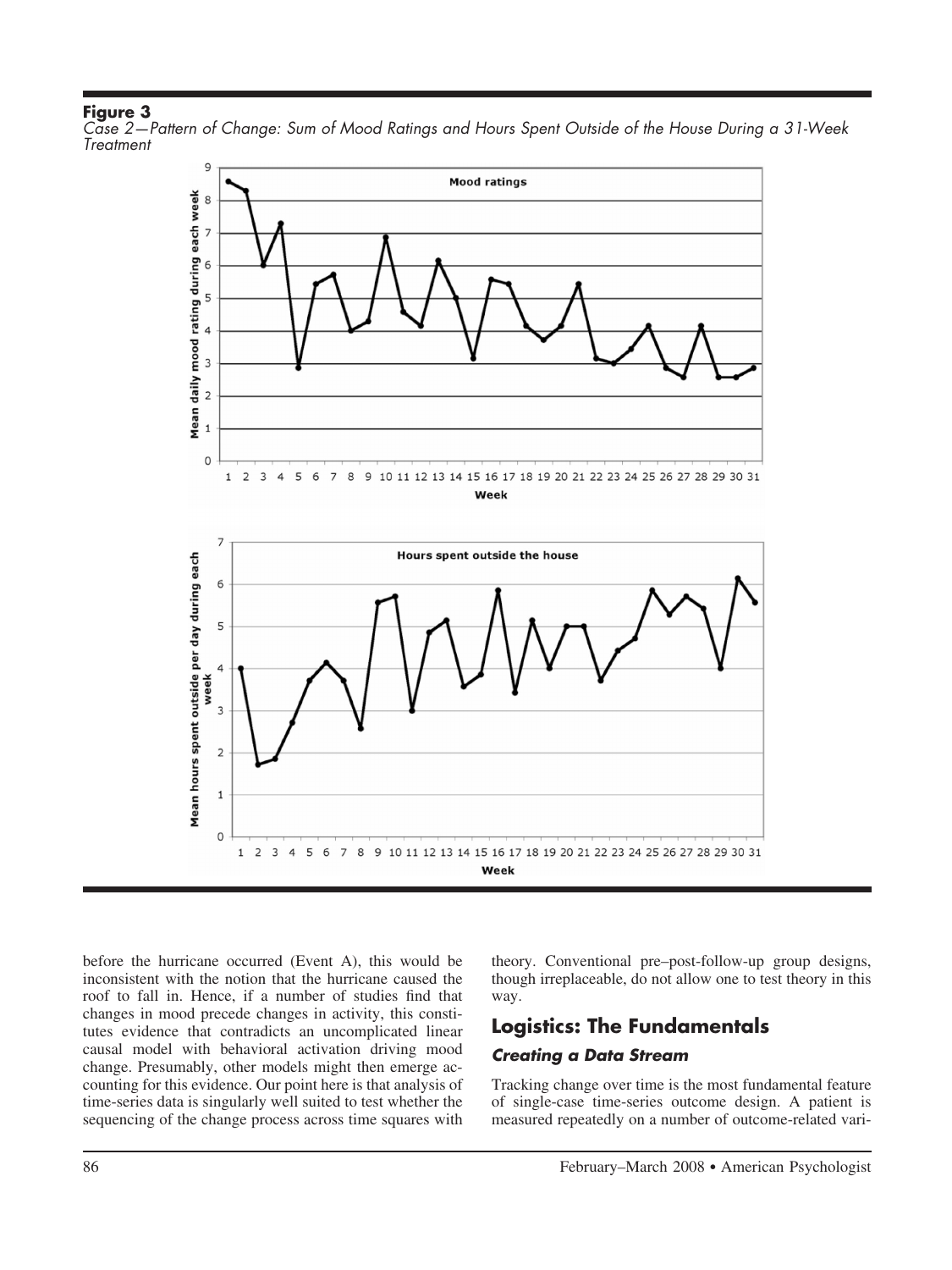**Figure 3**

*Case 2—Pattern of Change: Sum of Mood Ratings and Hours Spent Outside of the House During a 31-Week Treatment*

before the hurricane occurred (Event A), this would be inconsistent with the notion that the hurricane caused the roof to fall in. Hence, if a number of studies find that changes in mood precede changes in activity, this constitutes evidence that contradicts an uncomplicated linear causal model with behavioral activation driving mood change. Presumably, other models might then emerge accounting for this evidence. Our point here is that analysis of time-series data is singularly well suited to test whether the sequencing of the change process across time squares with theory. Conventional pre–post-follow-up group designs, though irreplaceable, do not allow one to test theory in this way.

## Logistics: The Fundamentals

### *Creating a Data Stream*

Tracking change over time is the most fundamental feature of single-case time-series outcome design. A patient is measured repeatedly on a number of outcome-related vari-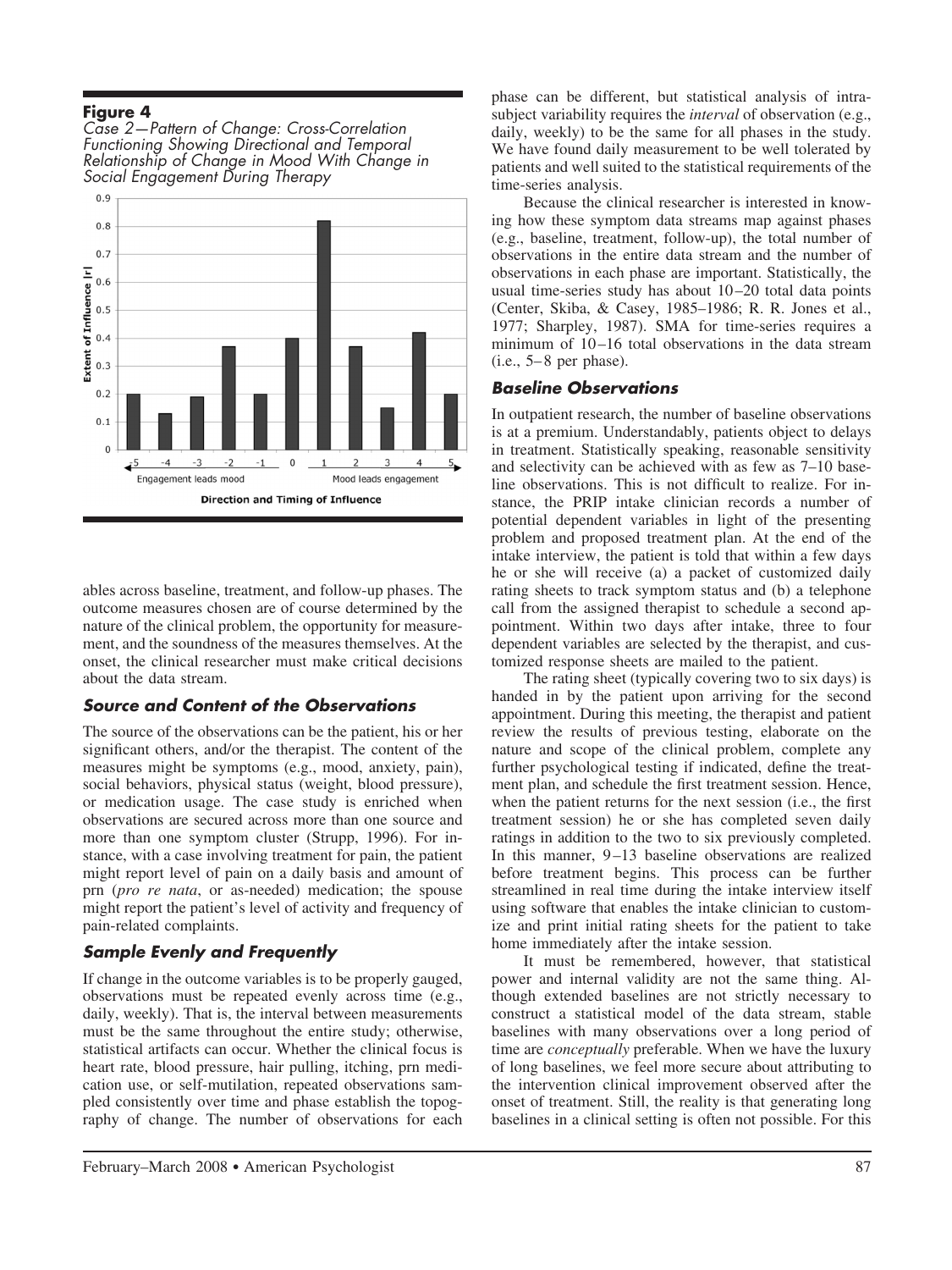**Figure 4**

*Case 2—Pattern of Change: Cross-Correlation Functioning Showing Directional and Temporal Relationship of Change in Mood With Change in Social Engagement During Therapy*

Extent of Influence |r|

0.9
0.8
0.7
0.6
0.5
0.4
0.3
0.2
0.1
0

-5 -4 -3 -2 -1 0 1 2 3 4 5

Engagement leads mood

Mood leads engagement

Direction and Timing of Influence

ables across baseline, treatment, and follow-up phases. The outcome measures chosen are of course determined by the nature of the clinical problem, the opportunity for measurement, and the soundness of the measures themselves. At the onset, the clinical researcher must make critical decisions about the data stream.

### Source and Content of the Observations

The source of the observations can be the patient, his or her significant others, and/or the therapist. The content of the measures might be symptoms (e.g., mood, anxiety, pain), social behaviors, physical status (weight, blood pressure), or medication usage. The case study is enriched when observations are secured across more than one source and more than one symptom cluster (Strupp, 1996). For instance, with a case involving treatment for pain, the patient might report level of pain on a daily basis and amount of prn (*pro re nata*, or as-needed) medication; the spouse might report the patient's level of activity and frequency of pain-related complaints.

### Sample Evenly and Frequently

If change in the outcome variables is to be properly gauged, observations must be repeated evenly across time (e.g., daily, weekly). That is, the interval between measurements must be the same throughout the entire study; otherwise, statistical artifacts can occur. Whether the clinical focus is heart rate, blood pressure, hair pulling, itching, prn medication use, or self-mutilation, repeated observations sampled consistently over time and phase establish the topography of change. The number of observations for each phase can be different, but statistical analysis of intrasubject variability requires the *interval* of observation (e.g., daily, weekly) to be the same for all phases in the study. We have found daily measurement to be well tolerated by patients and well suited to the statistical requirements of the time-series analysis.

Because the clinical researcher is interested in knowing how these symptom data streams map against phases (e.g., baseline, treatment, follow-up), the total number of observations in the entire data stream and the number of observations in each phase are important. Statistically, the usual time-series study has about 10–20 total data points (Center, Skiba, & Casey, 1985–1986; R. R. Jones et al., 1977; Sharpley, 1987). SMA for time-series requires a minimum of 10–16 total observations in the data stream (i.e., 5–8 per phase).

### Baseline Observations

In outpatient research, the number of baseline observations is at a premium. Understandably, patients object to delays in treatment. Statistically speaking, reasonable sensitivity and selectivity can be achieved with as few as 7–10 baseline observations. This is not difficult to realize. For instance, the PRIP intake clinician records a number of potential dependent variables in light of the presenting problem and proposed treatment plan. At the end of the intake interview, the patient is told that within a few days he or she will receive (a) a packet of customized daily rating sheets to track symptom status and (b) a telephone call from the assigned therapist to schedule a second appointment. Within two days after intake, three to four dependent variables are selected by the therapist, and customized response sheets are mailed to the patient.

The rating sheet (typically covering two to six days) is handed in by the patient upon arriving for the second appointment. During this meeting, the therapist and patient review the results of previous testing, elaborate on the nature and scope of the clinical problem, complete any further psychological testing if indicated, define the treatment plan, and schedule the first treatment session. Hence, when the patient returns for the next session (i.e., the first treatment session) he or she has completed seven daily ratings in addition to the two to six previously completed. In this manner, 9–13 baseline observations are realized before treatment begins. This process can be further streamlined in real time during the intake interview itself using software that enables the intake clinician to customize and print initial rating sheets for the patient to take home immediately after the intake session.

It must be remembered, however, that statistical power and internal validity are not the same thing. Although extended baselines are not strictly necessary to construct a statistical model of the data stream, stable baselines with many observations over a long period of time are *conceptually* preferable. When we have the luxury of long baselines, we feel more secure about attributing to the intervention clinical improvement observed after the onset of treatment. Still, the reality is that generating long baselines in a clinical setting is often not possible. For this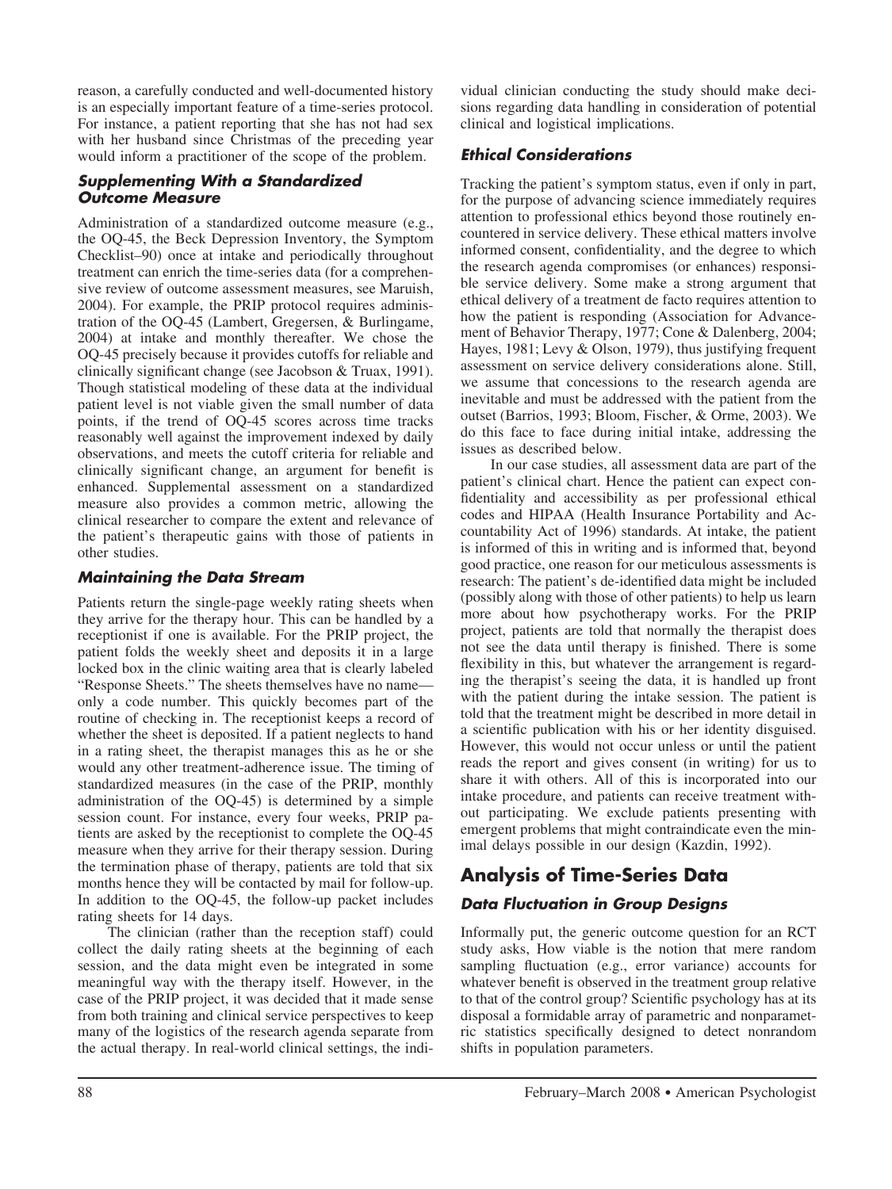reason, a carefully conducted and well-documented history is an especially important feature of a time-series protocol. For instance, a patient reporting that she has not had sex with her husband since Christmas of the preceding year would inform a practitioner of the scope of the problem.

### Supplementing With a Standardized Outcome Measure

Administration of a standardized outcome measure (e.g., the OQ-45, the Beck Depression Inventory, the Symptom Checklist–90) once at intake and periodically throughout treatment can enrich the time-series data (for a comprehensive review of outcome assessment measures, see Maruish, 2004). For example, the PRIP protocol requires administration of the OQ-45 (Lambert, Gregersen, & Burlingame, 2004) at intake and monthly thereafter. We chose the OQ-45 precisely because it provides cutoffs for reliable and clinically significant change (see Jacobson & Truax, 1991). Though statistical modeling of these data at the individual patient level is not viable given the small number of data points, if the trend of OQ-45 scores across time tracks reasonably well against the improvement indexed by daily observations, and meets the cutoff criteria for reliable and clinically significant change, an argument for benefit is enhanced. Supplemental assessment on a standardized measure also provides a common metric, allowing the clinical researcher to compare the extent and relevance of the patient's therapeutic gains with those of patients in other studies.

### Maintaining the Data Stream

Patients return the single-page weekly rating sheets when they arrive for the therapy hour. This can be handled by a receptionist if one is available. For the PRIP project, the patient folds the weekly sheet and deposits it in a large locked box in the clinic waiting area that is clearly labeled "Response Sheets." The sheets themselves have no name—only a code number. This quickly becomes part of the routine of checking in. The receptionist keeps a record of whether the sheet is deposited. If a patient neglects to hand in a rating sheet, the therapist manages this as he or she would any other treatment-adherence issue. The timing of standardized measures (in the case of the PRIP, monthly administration of the OQ-45) is determined by a simple session count. For instance, every four weeks, PRIP patients are asked by the receptionist to complete the OQ-45 measure when they arrive for their therapy session. During the termination phase of therapy, patients are told that six months hence they will be contacted by mail for follow-up. In addition to the OQ-45, the follow-up packet includes rating sheets for 14 days.

The clinician (rather than the reception staff) could collect the daily rating sheets at the beginning of each session, and the data might even be integrated in some meaningful way with the therapy itself. However, in the case of the PRIP project, it was decided that it made sense from both training and clinical service perspectives to keep many of the logistics of the research agenda separate from the actual therapy. In real-world clinical settings, the individual clinician conducting the study should make decisions regarding data handling in consideration of potential clinical and logistical implications.

### Ethical Considerations

Tracking the patient's symptom status, even if only in part, for the purpose of advancing science immediately requires attention to professional ethics beyond those routinely encountered in service delivery. These ethical matters involve informed consent, confidentiality, and the degree to which the research agenda compromises (or enhances) responsible service delivery. Some make a strong argument that ethical delivery of a treatment de facto requires attention to how the patient is responding (Association for Advancement of Behavior Therapy, 1977; Cone & Dalenberg, 2004; Hayes, 1981; Levy & Olson, 1979), thus justifying frequent assessment on service delivery considerations alone. Still, we assume that concessions to the research agenda are inevitable and must be addressed with the patient from the outset (Barrios, 1993; Bloom, Fischer, & Orme, 2003). We do this face to face during initial intake, addressing the issues as described below.

In our case studies, all assessment data are part of the patient's clinical chart. Hence the patient can expect confidentiality and accessibility as per professional ethical codes and HIPAA (Health Insurance Portability and Accountability Act of 1996) standards. At intake, the patient is informed of this in writing and is informed that, beyond good practice, one reason for our meticulous assessments is research: The patient's de-identified data might be included (possibly along with those of other patients) to help us learn more about how psychotherapy works. For the PRIP project, patients are told that normally the therapist does not see the data until therapy is finished. There is some flexibility in this, but whatever the arrangement is regarding the therapist's seeing the data, it is handled up front with the patient during the intake session. The patient is told that the treatment might be described in more detail in a scientific publication with his or her identity disguised. However, this would not occur unless or until the patient reads the report and gives consent (in writing) for us to share it with others. All of this is incorporated into our intake procedure, and patients can receive treatment without participating. We exclude patients presenting with emergent problems that might contraindicate even the minimal delays possible in our design (Kazdin, 1992).

## Analysis of Time-Series Data

### Data Fluctuation in Group Designs

Informally put, the generic outcome question for an RCT study asks, How viable is the notion that mere random sampling fluctuation (e.g., error variance) accounts for whatever benefit is observed in the treatment group relative to that of the control group? Scientific psychology has at its disposal a formidable array of parametric and nonparametric statistics specifically designed to detect nonrandom shifts in population parameters.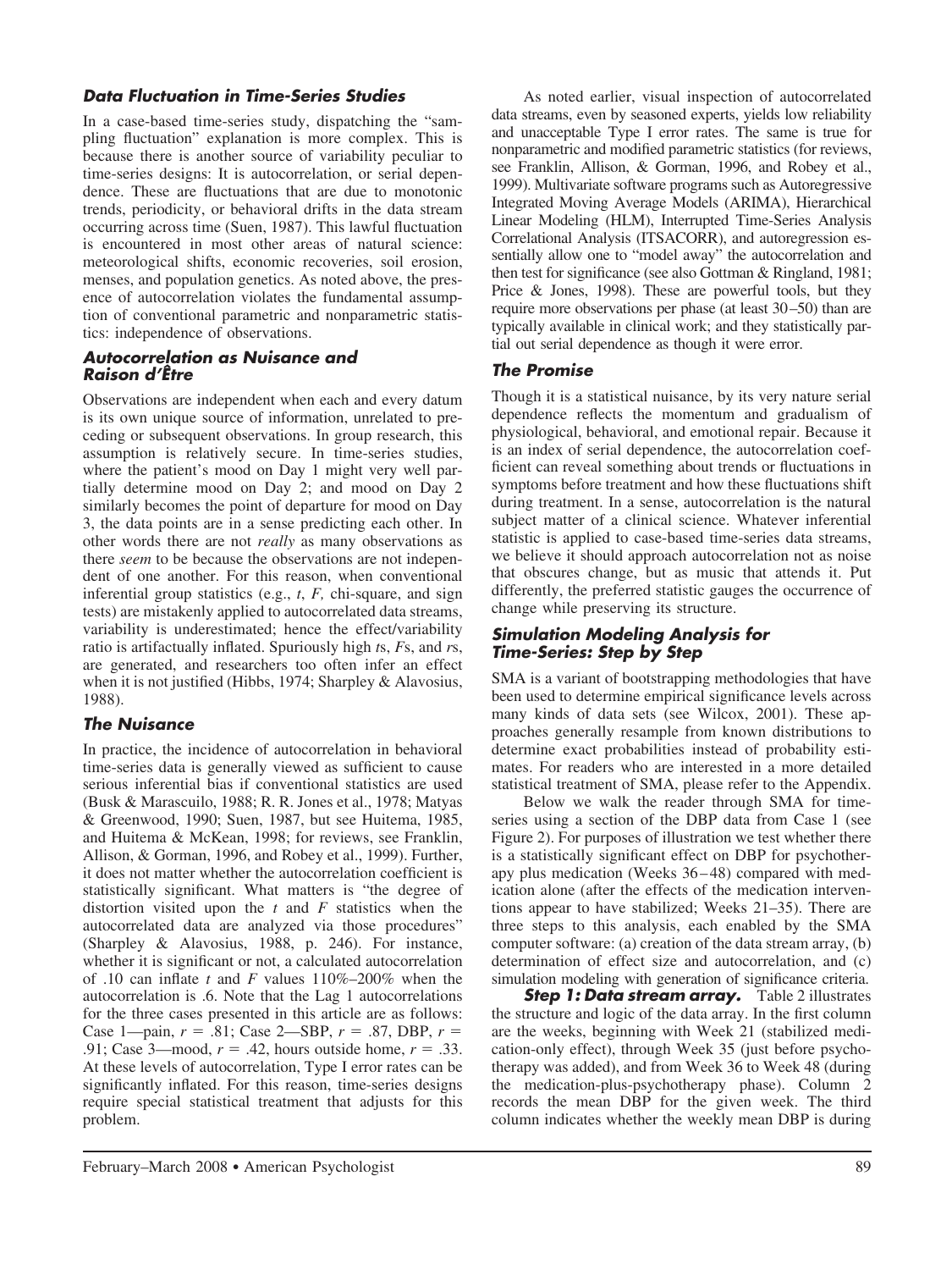### Data Fluctuation in Time-Series Studies

In a case-based time-series study, dispatching the "sampling fluctuation" explanation is more complex. This is because there is another source of variability peculiar to time-series designs: It is autocorrelation, or serial dependence. These are fluctuations that are due to monotonic trends, periodicity, or behavioral drifts in the data stream occurring across time (Suen, 1987). This lawful fluctuation is encountered in most other areas of natural science: meteorological shifts, economic recoveries, soil erosion, menses, and population genetics. As noted above, the presence of autocorrelation violates the fundamental assumption of conventional parametric and nonparametric statistics: independence of observations.

### Autocorrelation as Nuisance and Raison d'Être

Observations are independent when each and every datum is its own unique source of information, unrelated to preceding or subsequent observations. In group research, this assumption is relatively secure. In time-series studies, where the patient's mood on Day 1 might very well partially determine mood on Day 2; and mood on Day 2 similarly becomes the point of departure for mood on Day 3, the data points are in a sense predicting each other. In other words there are not *really* as many observations as there *seem* to be because the observations are not independent of one another. For this reason, when conventional inferential group statistics (e.g., $t$, $F$, chi-square, and sign tests) are mistakenly applied to autocorrelated data streams, variability is underestimated; hence the effect/variability ratio is artifactually inflated. Spuriously high $t$s, $F$s, and $r$s, are generated, and researchers too often infer an effect when it is not justified (Hibbs, 1974; Sharpley & Alavosius, 1988).

### The Nuisance

In practice, the incidence of autocorrelation in behavioral time-series data is generally viewed as sufficient to cause serious inferential bias if conventional statistics are used (Busk & Marascuilo, 1988; R. R. Jones et al., 1978; Matyas & Greenwood, 1990; Suen, 1987, but see Huitema, 1985, and Huitema & McKean, 1998; for reviews, see Franklin, Allison, & Gorman, 1996, and Robey et al., 1999). Further, it does not matter whether the autocorrelation coefficient is statistically significant. What matters is "the degree of distortion visited upon the $t$ and $F$ statistics when the autocorrelated data are analyzed via those procedures" (Sharpley & Alavosius, 1988, p. 246). For instance, whether it is significant or not, a calculated autocorrelation of .10 can inflate $t$ and $F$ values 110%–200% when the autocorrelation is .6. Note that the Lag 1 autocorrelations for the three cases presented in this article are as follows: Case 1—pain, $r$ = .81; Case 2—SBP, $r$ = .87, DBP, $r$ = .91; Case 3—mood, $r$ = .42, hours outside home, $r$ = .33. At these levels of autocorrelation, Type I error rates can be significantly inflated. For this reason, time-series designs require special statistical treatment that adjusts for this problem.

As noted earlier, visual inspection of autocorrelated data streams, even by seasoned experts, yields low reliability and unacceptable Type I error rates. The same is true for nonparametric and modified parametric statistics (for reviews, see Franklin, Allison, & Gorman, 1996, and Robey et al., 1999). Multivariate software programs such as Autoregressive Integrated Moving Average Models (ARIMA), Hierarchical Linear Modeling (HLM), Interrupted Time-Series Analysis Correlational Analysis (ITSACORR), and autoregression essentially allow one to "model away" the autocorrelation and then test for significance (see also Gottman & Ringland, 1981; Price & Jones, 1998). These are powerful tools, but they require more observations per phase (at least 30–50) than are typically available in clinical work; and they statistically partial out serial dependence as though it were error.

### The Promise

Though it is a statistical nuisance, by its very nature serial dependence reflects the momentum and gradualism of physiological, behavioral, and emotional repair. Because it is an index of serial dependence, the autocorrelation coefficient can reveal something about trends or fluctuations in symptoms before treatment and how these fluctuations shift during treatment. In a sense, autocorrelation is the natural subject matter of a clinical science. Whatever inferential statistic is applied to case-based time-series data streams, we believe it should approach autocorrelation not as noise that obscures change, but as music that attends it. Put differently, the preferred statistic gauges the occurrence of change while preserving its structure.

### Simulation Modeling Analysis for Time-Series: Step by Step

SMA is a variant of bootstrapping methodologies that have been used to determine empirical significance levels across many kinds of data sets (see Wilcox, 2001). These approaches generally resample from known distributions to determine exact probabilities instead of probability estimates. For readers who are interested in a more detailed statistical treatment of SMA, please refer to the Appendix.

Below we walk the reader through SMA for time-series using a section of the DBP data from Case 1 (see Figure 2). For purposes of illustration we test whether there is a statistically significant effect on DBP for psychotherapy plus medication (Weeks 36–48) compared with medication alone (after the effects of the medication interventions appear to have stabilized; Weeks 21–35). There are three steps to this analysis, each enabled by the SMA computer software: (a) creation of the data stream array, (b) determination of effect size and autocorrelation, and (c) simulation modeling with generation of significance criteria.

***Step 1: Data stream array.*** Table 2 illustrates the structure and logic of the data array. In the first column are the weeks, beginning with Week 21 (stabilized medication-only effect), through Week 35 (just before psychotherapy was added), and from Week 36 to Week 48 (during the medication-plus-psychotherapy phase). Column 2 records the mean DBP for the given week. The third column indicates whether the weekly mean DBP is during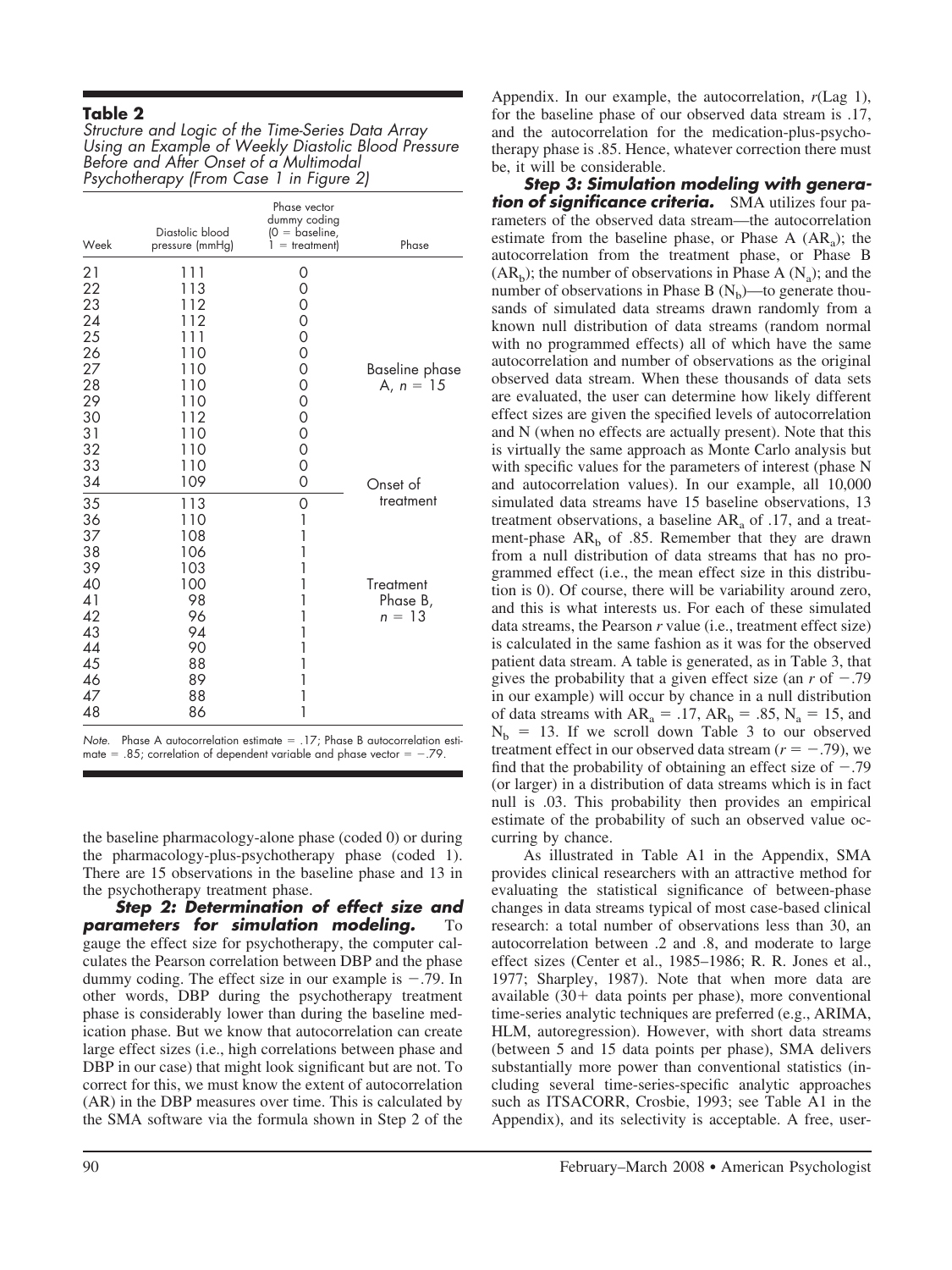**Table 2**

*Structure and Logic of the Time-Series Data Array Using an Example of Weekly Diastolic Blood Pressure Before and After Onset of a Multimodal Psychotherapy (From Case 1 in Figure 2)*

| Week | Diastolic blood pressure (mmHg) | Phase vector dummy coding (0 = baseline, 1 = treatment) | Phase |
|---|---|---|---|
| 21 | 111 | 0 | |
| 22 | 113 | 0 | |
| 23 | 112 | 0 | |
| 24 | 112 | 0 | |
| 25 | 111 | 0 | |
| 26 | 110 | 0 | |
| 27 | 110 | 0 | Baseline phase A, $n = 15$ |
| 28 | 110 | 0 | |
| 29 | 110 | 0 | |
| 30 | 112 | 0 | |
| 31 | 110 | 0 | |
| 32 | 110 | 0 | |
| 33 | 110 | 0 | |
| 34 | 109 | 0 | Onset of treatment |
| 35 | 113 | 0 | |
| 36 | 110 | 1 | |
| 37 | 108 | 1 | |
| 38 | 106 | 1 | |
| 39 | 103 | 1 | |
| 40 | 100 | 1 | Treatment Phase B, $n = 13$ |
| 41 | 98 | 1 | |
| 42 | 96 | 1 | |
| 43 | 94 | 1 | |
| 44 | 90 | 1 | |
| 45 | 88 | 1 | |
| 46 | 89 | 1 | |
| 47 | 88 | 1 | |
| 48 | 86 | 1 | |

*Note.* Phase A autocorrelation estimate = .17; Phase B autocorrelation estimate = .85; correlation of dependent variable and phase vector = −.79.

the baseline pharmacology-alone phase (coded 0) or during the pharmacology-plus-psychotherapy phase (coded 1). There are 15 observations in the baseline phase and 13 in the psychotherapy treatment phase.

***Step 2: Determination of effect size and parameters for simulation modeling.*** To gauge the effect size for psychotherapy, the computer calculates the Pearson correlation between DBP and the phase dummy coding. The effect size in our example is −.79. In other words, DBP during the psychotherapy treatment phase is considerably lower than during the baseline medication phase. But we know that autocorrelation can create large effect sizes (i.e., high correlations between phase and DBP in our case) that might look significant but are not. To correct for this, we must know the extent of autocorrelation (AR) in the DBP measures over time. This is calculated by the SMA software via the formula shown in Step 2 of the Appendix. In our example, the autocorrelation, *r*(Lag 1), for the baseline phase of our observed data stream is .17, and the autocorrelation for the medication-plus-psychotherapy phase is .85. Hence, whatever correction there must be, it will be considerable.

***Step 3: Simulation modeling with generation of significance criteria.*** SMA utilizes four parameters of the observed data stream—the autocorrelation estimate from the baseline phase, or Phase A ($AR_a$); the autocorrelation from the treatment phase, or Phase B ($AR_b$); the number of observations in Phase A ($N_a$); and the number of observations in Phase B ($N_b$)—to generate thousands of simulated data streams drawn randomly from a known null distribution of data streams (random normal with no programmed effects) all of which have the same autocorrelation and number of observations as the original observed data stream. When these thousands of data sets are evaluated, the user can determine how likely different effect sizes are given the specified levels of autocorrelation and N (when no effects are actually present). Note that this is virtually the same approach as Monte Carlo analysis but with specific values for the parameters of interest (phase N and autocorrelation values). In our example, all 10,000 simulated data streams have 15 baseline observations, 13 treatment observations, a baseline $AR_a$ of .17, and a treatment-phase $AR_b$ of .85. Remember that they are drawn from a null distribution of data streams that has no programmed effect (i.e., the mean effect size in this distribution is 0). Of course, there will be variability around zero, and this is what interests us. For each of these simulated data streams, the Pearson *r* value (i.e., treatment effect size) is calculated in the same fashion as it was for the observed patient data stream. A table is generated, as in Table 3, that gives the probability that a given effect size (an *r* of −.79 in our example) will occur by chance in a null distribution of data streams with $AR_a = .17$, $AR_b = .85$, $N_a = 15$, and $N_b = 13$. If we scroll down Table 3 to our observed treatment effect in our observed data stream ($r = -.79$), we find that the probability of obtaining an effect size of −.79 (or larger) in a distribution of data streams which is in fact null is .03. This probability then provides an empirical estimate of the probability of such an observed value occurring by chance.

As illustrated in Table A1 in the Appendix, SMA provides clinical researchers with an attractive method for evaluating the statistical significance of between-phase changes in data streams typical of most case-based clinical research: a total number of observations less than 30, an autocorrelation between .2 and .8, and moderate to large effect sizes (Center et al., 1985–1986; R. R. Jones et al., 1977; Sharpley, 1987). Note that when more data are available (30+ data points per phase), more conventional time-series analytic techniques are preferred (e.g., ARIMA, HLM, autoregression). However, with short data streams (between 5 and 15 data points per phase), SMA delivers substantially more power than conventional statistics (including several time-series-specific analytic approaches such as ITSACORR, Crosbie, 1993; see Table A1 in the Appendix), and its selectivity is acceptable. A free, user-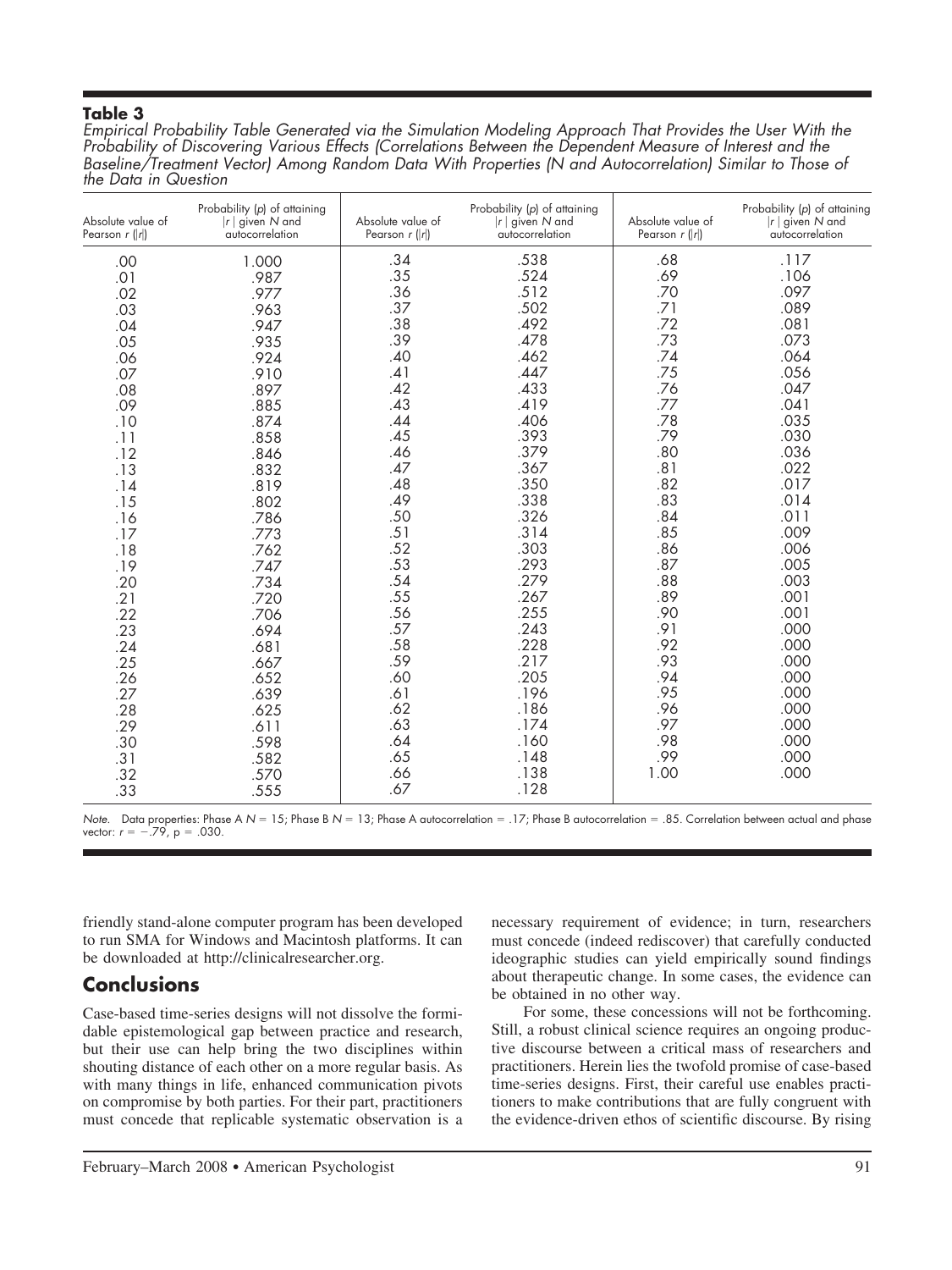**Table 3**

*Empirical Probability Table Generated via the Simulation Modeling Approach That Provides the User With the Probability of Discovering Various Effects (Correlations Between the Dependent Measure of Interest and the Baseline/Treatment Vector) Among Random Data With Properties (N and Autocorrelation) Similar to Those of the Data in Question*

| Absolute value of Pearson $r$ ($\|r\|$) | Probability ($p$) of attaining $\|r\|$ given $N$ and autocorrelation | Absolute value of Pearson $r$ ($\|r\|$) | Probability ($p$) of attaining $\|r\|$ given $N$ and autocorrelation | Absolute value of Pearson $r$ ($\|r\|$) | Probability ($p$) of attaining $\|r\|$ given $N$ and autocorrelation |
|---|---|---|---|---|---|
| .00 | 1.000 | .34 | .538 | .68 | .117 |
| .01 | .987 | .35 | .524 | .69 | .106 |
| .02 | .977 | .36 | .512 | .70 | .097 |
| .03 | .963 | .37 | .502 | .71 | .089 |
| .04 | .947 | .38 | .492 | .72 | .081 |
| .05 | .935 | .39 | .478 | .73 | .073 |
| .06 | .924 | .40 | .462 | .74 | .064 |
| .07 | .910 | .41 | .447 | .75 | .056 |
| .08 | .897 | .42 | .433 | .76 | .047 |
| .09 | .885 | .43 | .419 | .77 | .041 |
| .10 | .874 | .44 | .406 | .78 | .035 |
| .11 | .858 | .45 | .393 | .79 | .030 |
| .12 | .846 | .46 | .379 | .80 | .036 |
| .13 | .832 | .47 | .367 | .81 | .022 |
| .14 | .819 | .48 | .350 | .82 | .017 |
| .15 | .802 | .49 | .338 | .83 | .014 |
| .16 | .786 | .50 | .326 | .84 | .011 |
| .17 | .773 | .51 | .314 | .85 | .009 |
| .18 | .762 | .52 | .303 | .86 | .006 |
| .19 | .747 | .53 | .293 | .87 | .005 |
| .20 | .734 | .54 | .279 | .88 | .003 |
| .21 | .720 | .55 | .267 | .89 | .001 |
| .22 | .706 | .56 | .255 | .90 | .001 |
| .23 | .694 | .57 | .243 | .91 | .000 |
| .24 | .681 | .58 | .228 | .92 | .000 |
| .25 | .667 | .59 | .217 | .93 | .000 |
| .26 | .652 | .60 | .205 | .94 | .000 |
| .27 | .639 | .61 | .196 | .95 | .000 |
| .28 | .625 | .62 | .186 | .96 | .000 |
| .29 | .611 | .63 | .174 | .97 | .000 |
| .30 | .598 | .64 | .160 | .98 | .000 |
| .31 | .582 | .65 | .148 | .99 | .000 |
| .32 | .570 | .66 | .138 | 1.00 | .000 |
| .33 | .555 | .67 | .128 | | |

*Note.* Data properties: Phase A $N = 15$; Phase B $N = 13$; Phase A autocorrelation = .17; Phase B autocorrelation = .85. Correlation between actual and phase vector: $r = -.79$, $p = .030$.

friendly stand-alone computer program has been developed to run SMA for Windows and Macintosh platforms. It can be downloaded at http://clinicalresearcher.org.

## Conclusions

Case-based time-series designs will not dissolve the formidable epistemological gap between practice and research, but their use can help bring the two disciplines within shouting distance of each other on a more regular basis. As with many things in life, enhanced communication pivots on compromise by both parties. For their part, practitioners must concede that replicable systematic observation is a necessary requirement of evidence; in turn, researchers must concede (indeed rediscover) that carefully conducted ideographic studies can yield empirically sound findings about therapeutic change. In some cases, the evidence can be obtained in no other way.

For some, these concessions will not be forthcoming. Still, a robust clinical science requires an ongoing productive discourse between a critical mass of researchers and practitioners. Herein lies the twofold promise of case-based time-series designs. First, their careful use enables practitioners to make contributions that are fully congruent with the evidence-driven ethos of scientific discourse. By rising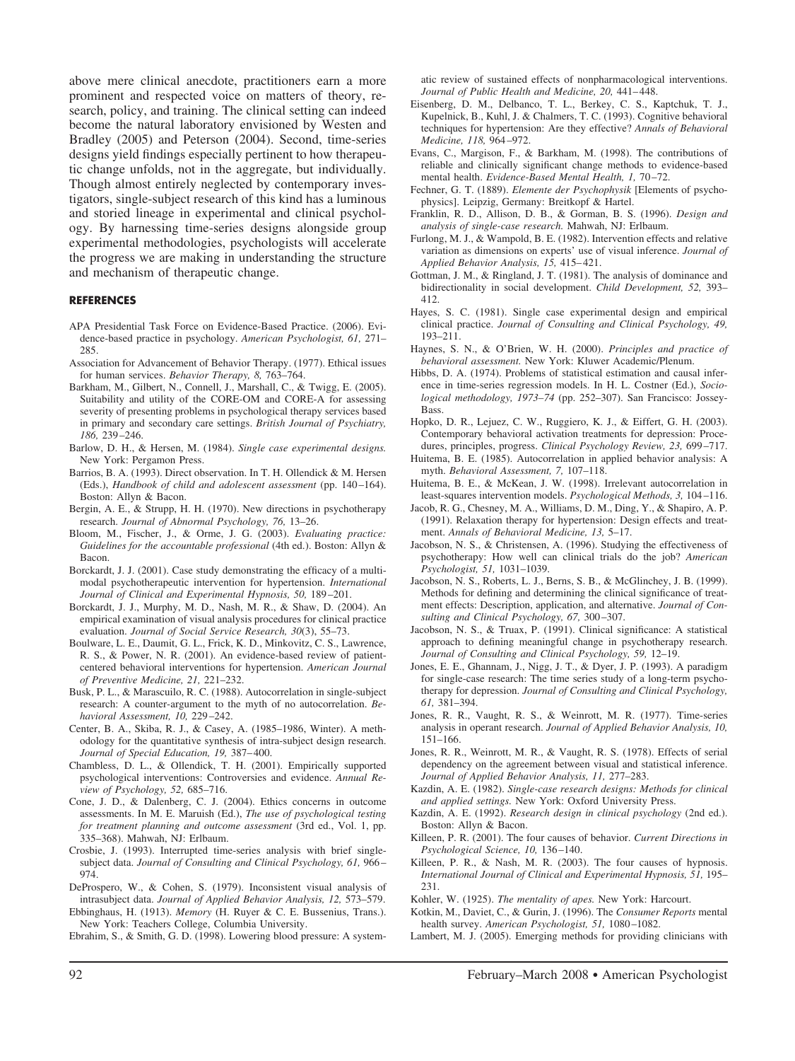above mere clinical anecdote, practitioners earn a more prominent and respected voice on matters of theory, research, policy, and training. The clinical setting can indeed become the natural laboratory envisioned by Westen and Bradley (2005) and Peterson (2004). Second, time-series designs yield findings especially pertinent to how therapeutic change unfolds, not in the aggregate, but individually. Though almost entirely neglected by contemporary investigators, single-subject research of this kind has a luminous and storied lineage in experimental and clinical psychology. By harnessing time-series designs alongside group experimental methodologies, psychologists will accelerate the progress we are making in understanding the structure and mechanism of therapeutic change.

## REFERENCES

APA Presidential Task Force on Evidence-Based Practice. (2006). Evidence-based practice in psychology. *American Psychologist, 61,* 271–285.

Association for Advancement of Behavior Therapy. (1977). Ethical issues for human services. *Behavior Therapy, 8,* 763–764.

Barkham, M., Gilbert, N., Connell, J., Marshall, C., & Twigg, E. (2005). Suitability and utility of the CORE-OM and CORE-A for assessing severity of presenting problems in psychological therapy services based in primary and secondary care settings. *British Journal of Psychiatry, 186,* 239–246.

Barlow, D. H., & Hersen, M. (1984). *Single case experimental designs.* New York: Pergamon Press.

Barrios, B. A. (1993). Direct observation. In T. H. Ollendick & M. Hersen (Eds.), *Handbook of child and adolescent assessment* (pp. 140–164). Boston: Allyn & Bacon.

Bergin, A. E., & Strupp, H. H. (1970). New directions in psychotherapy research. *Journal of Abnormal Psychology, 76,* 13–26.

Bloom, M., Fischer, J., & Orme, J. G. (2003). *Evaluating practice: Guidelines for the accountable professional* (4th ed.). Boston: Allyn & Bacon.

Borckardt, J. J. (2001). Case study demonstrating the efficacy of a multimodal psychotherapeutic intervention for hypertension. *International Journal of Clinical and Experimental Hypnosis, 50,* 189–201.

Borckardt, J. J., Murphy, M. D., Nash, M. R., & Shaw, D. (2004). An empirical examination of visual analysis procedures for clinical practice evaluation. *Journal of Social Service Research, 30*(3), 55–73.

Boulware, L. E., Daumit, G. L., Frick, K. D., Minkovitz, C. S., Lawrence, R. S., & Power, N. R. (2001). An evidence-based review of patient-centered behavioral interventions for hypertension. *American Journal of Preventive Medicine, 21,* 221–232.

Busk, P. L., & Marascuilo, R. C. (1988). Autocorrelation in single-subject research: A counter-argument to the myth of no autocorrelation. *Behavioral Assessment, 10,* 229–242.

Center, B. A., Skiba, R. J., & Casey, A. (1985–1986, Winter). A methodology for the quantitative synthesis of intra-subject design research. *Journal of Special Education, 19,* 387–400.

Chambless, D. L., & Ollendick, T. H. (2001). Empirically supported psychological interventions: Controversies and evidence. *Annual Review of Psychology, 52,* 685–716.

Cone, J. D., & Dalenberg, C. J. (2004). Ethics concerns in outcome assessments. In M. E. Maruish (Ed.), *The use of psychological testing for treatment planning and outcome assessment* (3rd ed., Vol. 1, pp. 335–368). Mahwah, NJ: Erlbaum.

Crosbie, J. (1993). Interrupted time-series analysis with brief single-subject data. *Journal of Consulting and Clinical Psychology, 61,* 966–974.

DeProspero, W., & Cohen, S. (1979). Inconsistent visual analysis of intrasubject data. *Journal of Applied Behavior Analysis, 12,* 573–579.

Ebbinghaus, H. (1913). *Memory* (H. Ruyer & C. E. Bussenius, Trans.). New York: Teachers College, Columbia University.

Ebrahim, S., & Smith, G. D. (1998). Lowering blood pressure: A systematic review of sustained effects of nonpharmacological interventions. *Journal of Public Health and Medicine, 20,* 441–448.

Eisenberg, D. M., Delbanco, T. L., Berkey, C. S., Kaptchuk, T. J., Kupelnick, B., Kuhl, J. & Chalmers, T. C. (1993). Cognitive behavioral techniques for hypertension: Are they effective? *Annals of Behavioral Medicine, 118,* 964–972.

Evans, C., Margison, F., & Barkham, M. (1998). The contributions of reliable and clinically significant change methods to evidence-based mental health. *Evidence-Based Mental Health, 1,* 70–72.

Fechner, G. T. (1889). *Elemente der Psychophysik* [Elements of psychophysics]. Leipzig, Germany: Breitkopf & Hartel.

Franklin, R. D., Allison, D. B., & Gorman, B. S. (1996). *Design and analysis of single-case research.* Mahwah, NJ: Erlbaum.

Furlong, M. J., & Wampold, B. E. (1982). Intervention effects and relative variation as dimensions on experts' use of visual inference. *Journal of Applied Behavior Analysis, 15,* 415–421.

Gottman, J. M., & Ringland, J. T. (1981). The analysis of dominance and bidirectionality in social development. *Child Development, 52,* 393–412.

Hayes, S. C. (1981). Single case experimental design and empirical clinical practice. *Journal of Consulting and Clinical Psychology, 49,* 193–211.

Haynes, S. N., & O'Brien, W. H. (2000). *Principles and practice of behavioral assessment.* New York: Kluwer Academic/Plenum.

Hibbs, D. A. (1974). Problems of statistical estimation and causal inference in time-series regression models. In H. L. Costner (Ed.), *Sociological methodology, 1973–74* (pp. 252–307). San Francisco: Jossey-Bass.

Hopko, D. R., Lejuez, C. W., Ruggiero, K. J., & Eiffert, G. H. (2003). Contemporary behavioral activation treatments for depression: Procedures, principles, progress. *Clinical Psychology Review, 23,* 699–717.

Huitema, B. E. (1985). Autocorrelation in applied behavior analysis: A myth. *Behavioral Assessment, 7,* 107–118.

Huitema, B. E., & McKean, J. W. (1998). Irrelevant autocorrelation in least-squares intervention models. *Psychological Methods, 3,* 104–116.

Jacob, R. G., Chesney, M. A., Williams, D. M., Ding, Y., & Shapiro, A. P. (1991). Relaxation therapy for hypertension: Design effects and treatment. *Annals of Behavioral Medicine, 13,* 5–17.

Jacobson, N. S., & Christensen, A. (1996). Studying the effectiveness of psychotherapy: How well can clinical trials do the job? *American Psychologist, 51,* 1031–1039.

Jacobson, N. S., Roberts, L. J., Berns, S. B., & McGlinchey, J. B. (1999). Methods for defining and determining the clinical significance of treatment effects: Description, application, and alternative. *Journal of Consulting and Clinical Psychology, 67,* 300–307.

Jacobson, N. S., & Truax, P. (1991). Clinical significance: A statistical approach to defining meaningful change in psychotherapy research. *Journal of Consulting and Clinical Psychology, 59,* 12–19.

Jones, E. E., Ghannam, J., Nigg, J. T., & Dyer, J. P. (1993). A paradigm for single-case research: The time series study of a long-term psychotherapy for depression. *Journal of Consulting and Clinical Psychology, 61,* 381–394.

Jones, R. R., Vaught, R. S., & Weinrott, M. R. (1977). Time-series analysis in operant research. *Journal of Applied Behavior Analysis, 10,* 151–166.

Jones, R. R., Weinrott, M. R., & Vaught, R. S. (1978). Effects of serial dependency on the agreement between visual and statistical inference. *Journal of Applied Behavior Analysis, 11,* 277–283.

Kazdin, A. E. (1982). *Single-case research designs: Methods for clinical and applied settings.* New York: Oxford University Press.

Kazdin, A. E. (1992). *Research design in clinical psychology* (2nd ed.). Boston: Allyn & Bacon.

Killeen, P. R. (2001). The four causes of behavior. *Current Directions in Psychological Science, 10,* 136–140.

Killeen, P. R., & Nash, M. R. (2003). The four causes of hypnosis. *International Journal of Clinical and Experimental Hypnosis, 51,* 195–231.

Kohler, W. (1925). *The mentality of apes.* New York: Harcourt.

Kotkin, M., Daviet, C., & Gurin, J. (1996). The *Consumer Reports* mental health survey. *American Psychologist, 51,* 1080–1082.

Lambert, M. J. (2005). Emerging methods for providing clinicians with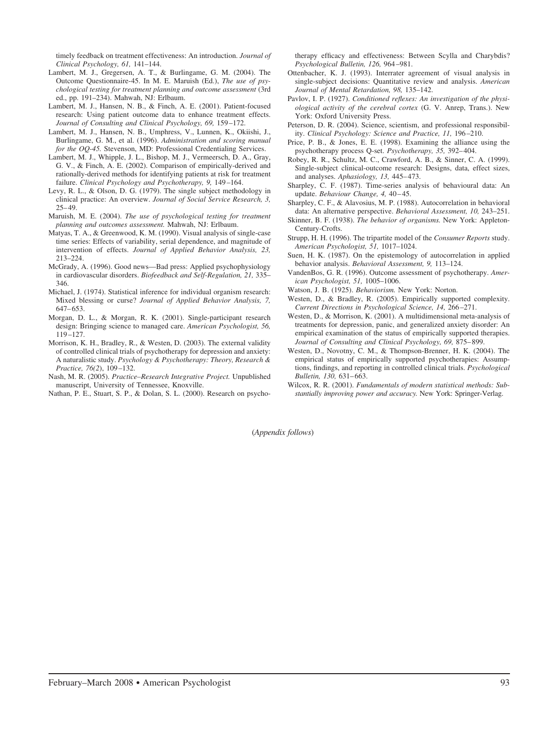timely feedback on treatment effectiveness: An introduction. *Journal of Clinical Psychology, 61,* 141–144.

Lambert, M. J., Gregersen, A. T., & Burlingame, G. M. (2004). The Outcome Questionnaire-45. In M. E. Maruish (Ed.), *The use of psychological testing for treatment planning and outcome assessment* (3rd ed., pp. 191–234). Mahwah, NJ: Erlbaum.

Lambert, M. J., Hansen, N. B., & Finch, A. E. (2001). Patient-focused research: Using patient outcome data to enhance treatment effects. *Journal of Consulting and Clinical Psychology, 69,* 159–172.

Lambert, M. J., Hansen, N. B., Umphress, V., Lunnen, K., Okiishi, J., Burlingame, G. M., et al. (1996). *Administration and scoring manual for the OQ-45.* Stevenson, MD: Professional Credentialing Services.

Lambert, M. J., Whipple, J. L., Bishop, M. J., Vermeersch, D. A., Gray, G. V., & Finch, A. E. (2002). Comparison of empirically-derived and rationally-derived methods for identifying patients at risk for treatment failure. *Clinical Psychology and Psychotherapy, 9,* 149–164.

Levy, R. L., & Olson, D. G. (1979). The single subject methodology in clinical practice: An overview. *Journal of Social Service Research, 3,* 25–49.

Maruish, M. E. (2004). *The use of psychological testing for treatment planning and outcomes assessment.* Mahwah, NJ: Erlbaum.

Matyas, T. A., & Greenwood, K. M. (1990). Visual analysis of single-case time series: Effects of variability, serial dependence, and magnitude of intervention of effects. *Journal of Applied Behavior Analysis, 23,* 213–224.

McGrady, A. (1996). Good news—Bad press: Applied psychophysiology in cardiovascular disorders. *Biofeedback and Self-Regulation, 21,* 335–346.

Michael, J. (1974). Statistical inference for individual organism research: Mixed blessing or curse? *Journal of Applied Behavior Analysis, 7,* 647–653.

Morgan, D. L., & Morgan, R. K. (2001). Single-participant research design: Bringing science to managed care. *American Psychologist, 56,* 119–127.

Morrison, K. H., Bradley, R., & Westen, D. (2003). The external validity of controlled clinical trials of psychotherapy for depression and anxiety: A naturalistic study. *Psychology & Psychotherapy: Theory, Research & Practice, 76(2),* 109–132.

Nash, M. R. (2005). *Practice–Research Integrative Project.* Unpublished manuscript, University of Tennessee, Knoxville.

Nathan, P. E., Stuart, S. P., & Dolan, S. L. (2000). Research on psychotherapy efficacy and effectiveness: Between Scylla and Charybdis? *Psychological Bulletin, 126,* 964–981.

Ottenbacher, K. J. (1993). Interrater agreement of visual analysis in single-subject decisions: Quantitative review and analysis. *American Journal of Mental Retardation, 98,* 135–142.

Pavlov, I. P. (1927). *Conditioned reflexes: An investigation of the physiological activity of the cerebral cortex* (G. V. Anrep, Trans.). New York: Oxford University Press.

Peterson, D. R. (2004). Science, scientism, and professional responsibility. *Clinical Psychology: Science and Practice, 11,* 196–210.

Price, P. B., & Jones, E. E. (1998). Examining the alliance using the psychotherapy process Q-set. *Psychotherapy, 35,* 392–404.

Robey, R. R., Schultz, M. C., Crawford, A. B., & Sinner, C. A. (1999). Single-subject clinical-outcome research: Designs, data, effect sizes, and analyses. *Aphasiology, 13,* 445–473.

Sharpley, C. F. (1987). Time-series analysis of behavioural data: An update. *Behaviour Change, 4,* 40–45.

Sharpley, C. F., & Alavosius, M. P. (1988). Autocorrelation in behavioral data: An alternative perspective. *Behavioral Assessment, 10,* 243–251.

Skinner, B. F. (1938). *The behavior of organisms.* New York: Appleton-Century-Crofts.

Strupp, H. H. (1996). The tripartite model of the *Consumer Reports* study. *American Psychologist, 51,* 1017–1024.

Suen, H. K. (1987). On the epistemology of autocorrelation in applied behavior analysis. *Behavioral Assessment, 9,* 113–124.

VandenBos, G. R. (1996). Outcome assessment of psychotherapy. *American Psychologist, 51,* 1005–1006.

Watson, J. B. (1925). *Behaviorism.* New York: Norton.

Westen, D., & Bradley, R. (2005). Empirically supported complexity. *Current Directions in Psychological Science, 14,* 266–271.

Westen, D., & Morrison, K. (2001). A multidimensional meta-analysis of treatments for depression, panic, and generalized anxiety disorder: An empirical examination of the status of empirically supported therapies. *Journal of Consulting and Clinical Psychology, 69,* 875–899.

Westen, D., Novotny, C. M., & Thompson-Brenner, H. K. (2004). The empirical status of empirically supported psychotherapies: Assumptions, findings, and reporting in controlled clinical trials. *Psychological Bulletin, 130,* 631–663.

Wilcox, R. R. (2001). *Fundamentals of modern statistical methods: Substantially improving power and accuracy.* New York: Springer-Verlag.

(*Appendix follows*)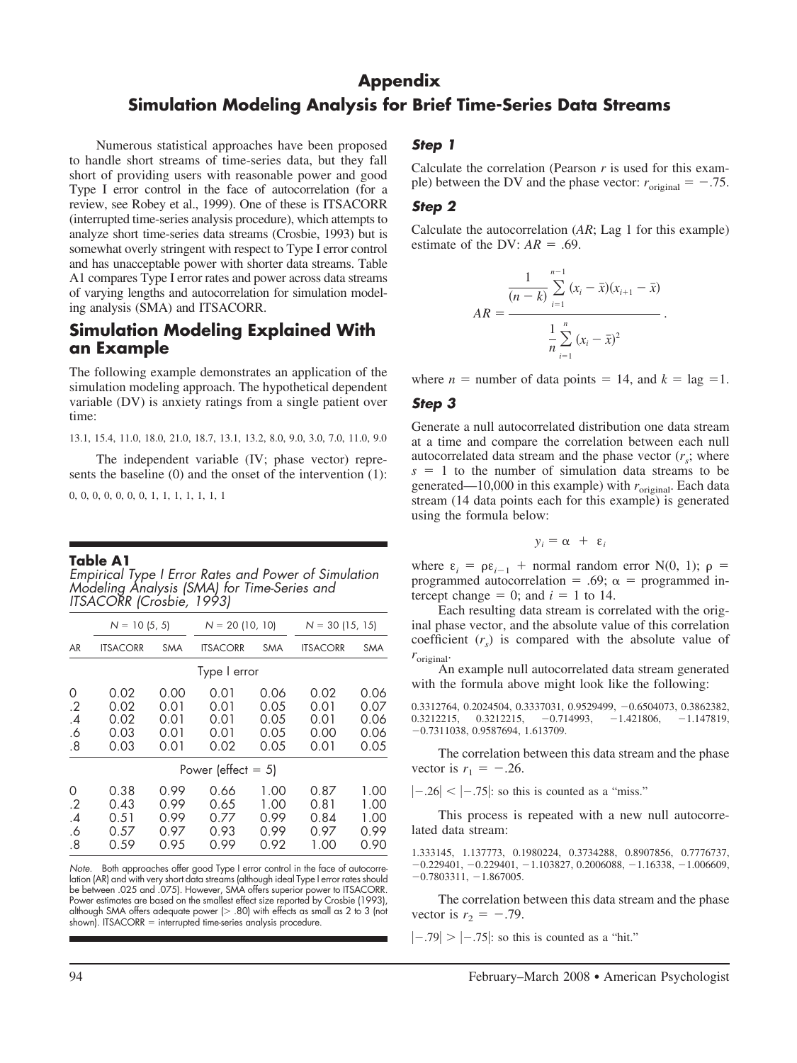# Appendix
## Simulation Modeling Analysis for Brief Time-Series Data Streams

Numerous statistical approaches have been proposed to handle short streams of time-series data, but they fall short of providing users with reasonable power and good Type I error control in the face of autocorrelation (for a review, see Robey et al., 1999). One of these is ITSACORR (interrupted time-series analysis procedure), which attempts to analyze short time-series data streams (Crosbie, 1993) but is somewhat overly stringent with respect to Type I error control and has unacceptable power with shorter data streams. Table A1 compares Type I error rates and power across data streams of varying lengths and autocorrelation for simulation modeling analysis (SMA) and ITSACORR.

## Simulation Modeling Explained With an Example

The following example demonstrates an application of the simulation modeling approach. The hypothetical dependent variable (DV) is anxiety ratings from a single patient over time:

13.1, 15.4, 11.0, 18.0, 21.0, 18.7, 13.1, 13.2, 8.0, 9.0, 3.0, 7.0, 11.0, 9.0

The independent variable (IV; phase vector) represents the baseline (0) and the onset of the intervention (1):

0, 0, 0, 0, 0, 0, 0, 1, 1, 1, 1, 1, 1, 1

**Table A1**
*Empirical Type I Error Rates and Power of Simulation Modeling Analysis (SMA) for Time-Series and ITSACORR (Crosbie, 1993)*

| | $N$ = 10 (5, 5) | | $N$ = 20 (10, 10) | | $N$ = 30 (15, 15) | |
|---|---|---|---|---|---|---|
| AR | ITSACORR | SMA | ITSACORR | SMA | ITSACORR | SMA |
| | | | Type I error | | | |
| 0 | 0.02 | 0.00 | 0.01 | 0.06 | 0.02 | 0.06 |
| .2 | 0.02 | 0.01 | 0.01 | 0.05 | 0.01 | 0.07 |
| .4 | 0.02 | 0.01 | 0.01 | 0.05 | 0.01 | 0.06 |
| .6 | 0.03 | 0.01 | 0.01 | 0.05 | 0.00 | 0.06 |
| .8 | 0.03 | 0.01 | 0.02 | 0.05 | 0.01 | 0.05 |
| | | | Power (effect = 5) | | | |
| 0 | 0.38 | 0.99 | 0.66 | 1.00 | 0.87 | 1.00 |
| .2 | 0.43 | 0.99 | 0.65 | 1.00 | 0.81 | 1.00 |
| .4 | 0.51 | 0.99 | 0.77 | 0.99 | 0.84 | 1.00 |
| .6 | 0.57 | 0.97 | 0.93 | 0.99 | 0.97 | 0.99 |
| .8 | 0.59 | 0.95 | 0.99 | 0.92 | 1.00 | 0.90 |

*Note.* Both approaches offer good Type I error control in the face of autocorrelation (AR) and with very short data streams (although ideal Type I error rates should be between .025 and .075). However, SMA offers superior power to ITSACORR. Power estimates are based on the smallest effect size reported by Crosbie (1993), although SMA offers adequate power (> .80) with effects as small as 2 to 3 (not shown). ITSACORR = interrupted time-series analysis procedure.

### Step 1

Calculate the correlation (Pearson $r$ is used for this example) between the DV and the phase vector: $r_{\text{original}} = -.75$.

### Step 2

Calculate the autocorrelation ($AR$; Lag 1 for this example) estimate of the DV: $AR = .69$.

$$AR = \frac{\frac{1}{(n-k)} \sum_{i=1}^{n-1} (x_i - \bar{x})(x_{i+1} - \bar{x})}{\frac{1}{n} \sum_{i=1}^{n} (x_i - \bar{x})^2}.$$

where $n$ = number of data points = 14, and $k$ = lag = 1.

### Step 3

Generate a null autocorrelated distribution one data stream at a time and compare the correlation between each null autocorrelated data stream and the phase vector ($r_s$; where $s$ = 1 to the number of simulation data streams to be generated—10,000 in this example) with $r_{\text{original}}$. Each data stream (14 data points each for this example) is generated using the formula below:

$$y_i = \alpha + \varepsilon_i$$

where $\varepsilon_i = \rho\varepsilon_{i-1}$ + normal random error N(0, 1); $\rho$ = programmed autocorrelation = .69; $\alpha$ = programmed intercept change = 0; and $i$ = 1 to 14.

Each resulting data stream is correlated with the original phase vector, and the absolute value of this correlation coefficient ($r_s$) is compared with the absolute value of $r_{\text{original}}$.

An example null autocorrelated data stream generated with the formula above might look like the following:

0.3312764, 0.2024504, 0.3337031, 0.9529499, −0.6504073, 0.3862382, 0.3212215, 0.3212215, −0.714993, −1.421806, −1.147819, −0.7311038, 0.9587694, 1.613709.

The correlation between this data stream and the phase vector is $r_1 = -.26$.

$|-.26| < |-.75|$: so this is counted as a "miss."

This process is repeated with a new null autocorrelated data stream:

1.333145, 1.137773, 0.1980224, 0.3734288, 0.8907856, 0.7776737, −0.229401, −0.229401, −1.103827, 0.2006088, −1.16338, −1.006609, −0.7803311, −1.867005.

The correlation between this data stream and the phase vector is $r_2 = -.79$.

$|-.79| > |-.75|$: so this is counted as a "hit."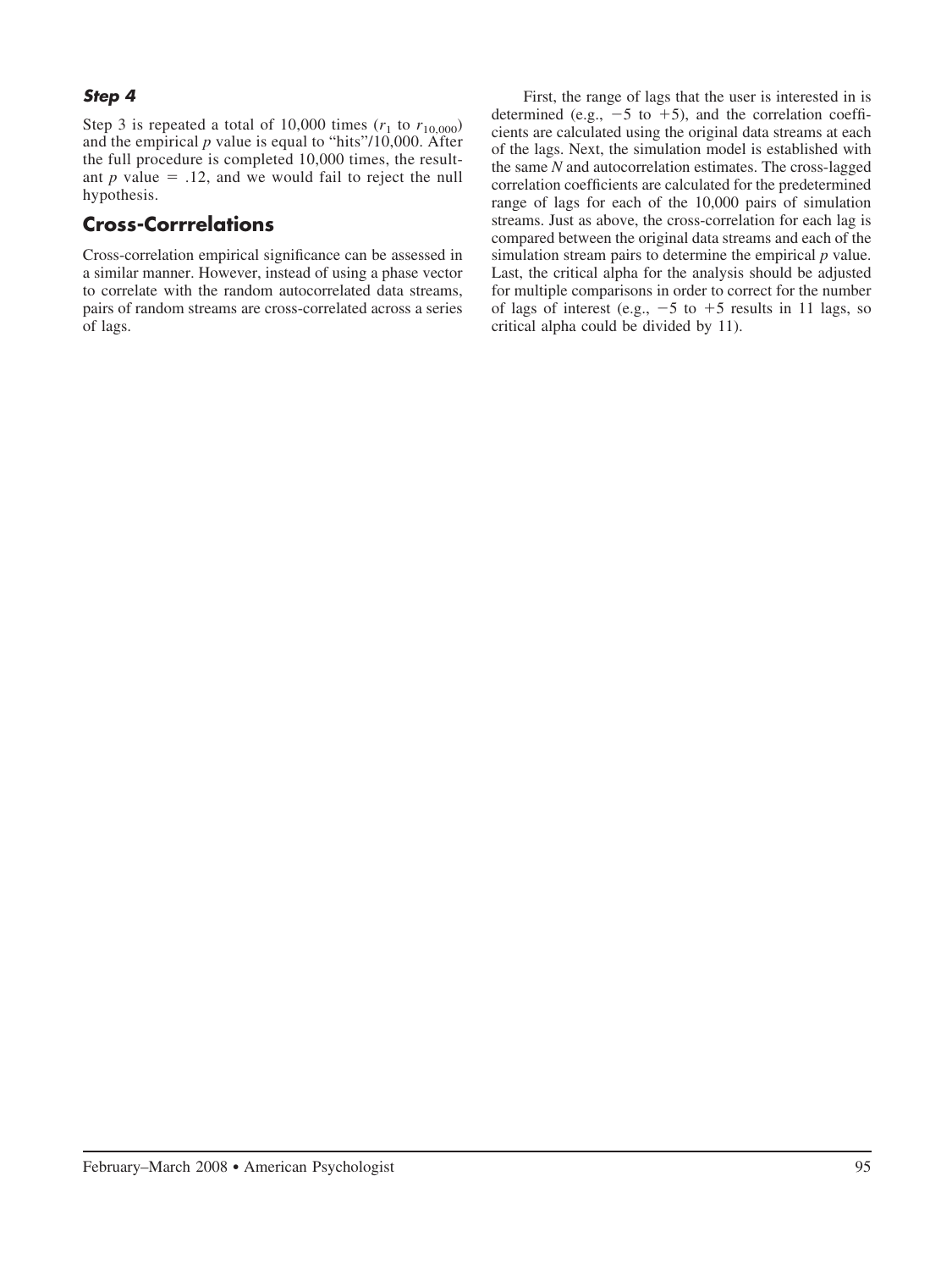### *Step 4*

Step 3 is repeated a total of 10,000 times ($r_1$ to $r_{10,000}$) and the empirical $p$ value is equal to "hits"/10,000. After the full procedure is completed 10,000 times, the resultant $p$ value $= .12$, and we would fail to reject the null hypothesis.

## Cross-Corrrelations

Cross-correlation empirical significance can be assessed in a similar manner. However, instead of using a phase vector to correlate with the random autocorrelated data streams, pairs of random streams are cross-correlated across a series of lags.

First, the range of lags that the user is interested in is determined (e.g., $-5$ to $+5$), and the correlation coefficients are calculated using the original data streams at each of the lags. Next, the simulation model is established with the same $N$ and autocorrelation estimates. The cross-lagged correlation coefficients are calculated for the predetermined range of lags for each of the 10,000 pairs of simulation streams. Just as above, the cross-correlation for each lag is compared between the original data streams and each of the simulation stream pairs to determine the empirical $p$ value. Last, the critical alpha for the analysis should be adjusted for multiple comparisons in order to correct for the number of lags of interest (e.g., $-5$ to $+5$ results in 11 lags, so critical alpha could be divided by 11).